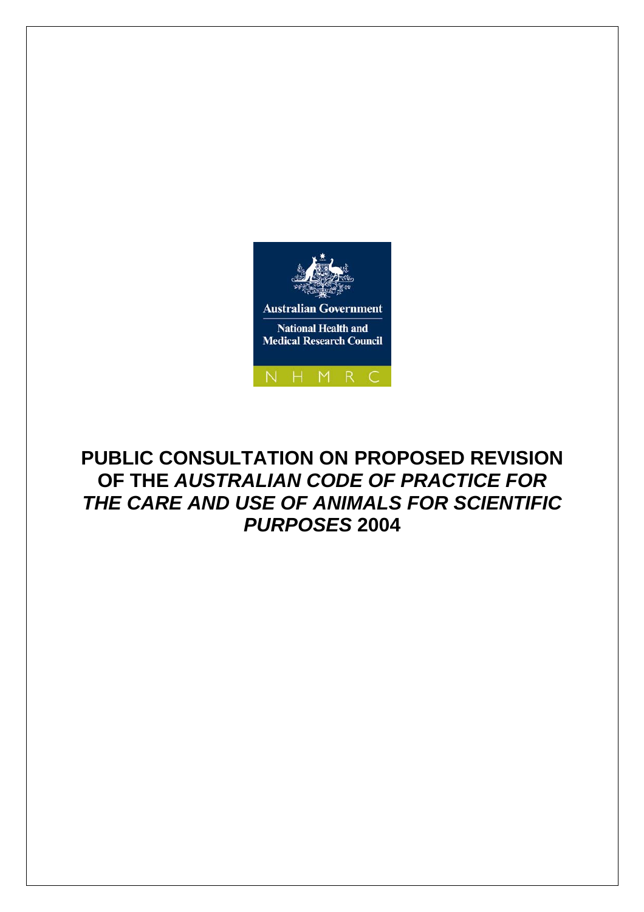Australian Government

National Health and Medical Research Council

NHMRC

# PUBLIC CONSULTATION ON PROPOSED REVISION OF THE *AUSTRALIAN CODE OF PRACTICE FOR THE CARE AND USE OF ANIMALS FOR SCIENTIFIC PURPOSES* 2004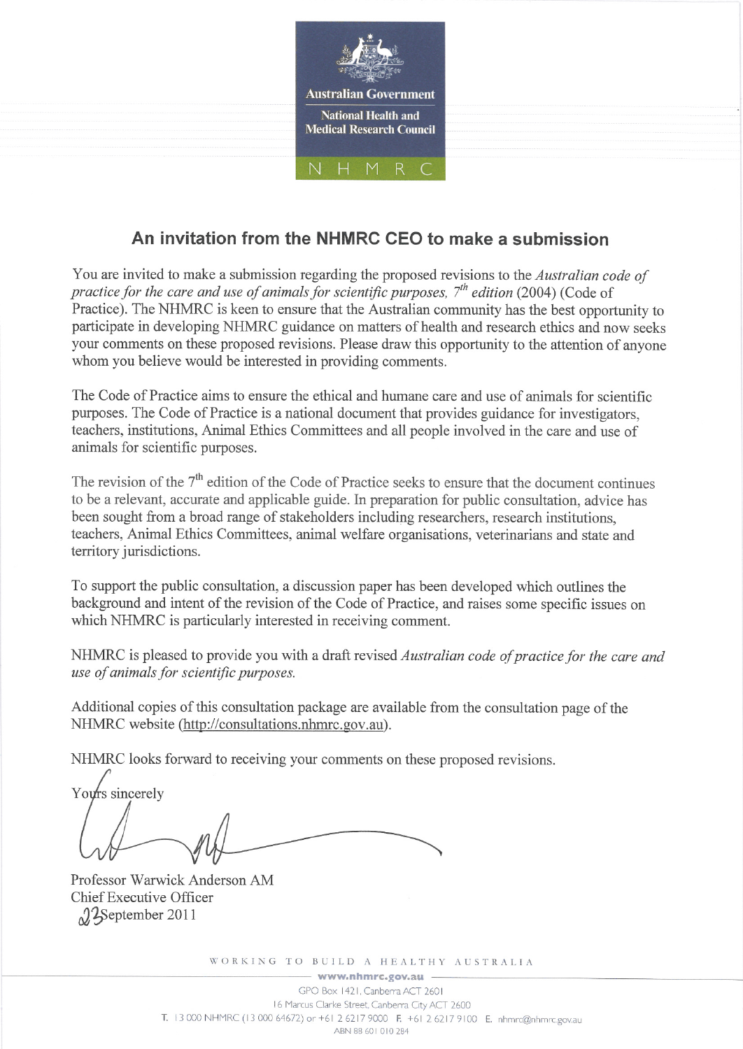Australian Government

National Health and Medical Research Council

NHMRC

## An invitation from the NHMRC CEO to make a submission

You are invited to make a submission regarding the proposed revisions to the *Australian code of practice for the care and use of animals for scientific purposes, 7th edition* (2004) (Code of Practice). The NHMRC is keen to ensure that the Australian community has the best opportunity to participate in developing NHMRC guidance on matters of health and research ethics and now seeks your comments on these proposed revisions. Please draw this opportunity to the attention of anyone whom you believe would be interested in providing comments.

The Code of Practice aims to ensure the ethical and humane care and use of animals for scientific purposes. The Code of Practice is a national document that provides guidance for investigators, teachers, institutions, Animal Ethics Committees and all people involved in the care and use of animals for scientific purposes.

The revision of the 7th edition of the Code of Practice seeks to ensure that the document continues to be a relevant, accurate and applicable guide. In preparation for public consultation, advice has been sought from a broad range of stakeholders including researchers, research institutions, teachers, Animal Ethics Committees, animal welfare organisations, veterinarians and state and territory jurisdictions.

To support the public consultation, a discussion paper has been developed which outlines the background and intent of the revision of the Code of Practice, and raises some specific issues on which NHMRC is particularly interested in receiving comment.

NHMRC is pleased to provide you with a draft revised *Australian code of practice for the care and use of animals for scientific purposes.*

Additional copies of this consultation package are available from the consultation page of the NHMRC website (http://consultations.nhmrc.gov.au).

NHMRC looks forward to receiving your comments on these proposed revisions.

Yours sincerely

Professor Warwick Anderson AM
Chief Executive Officer
23 September 2011

WORKING TO BUILD A HEALTHY AUSTRALIA

www.nhmrc.gov.au

GPO Box 1421, Canberra ACT 2601
16 Marcus Clarke Street, Canberra City ACT 2600
T. 13 000 NHMRC (13 000 64672) or +61 2 6217 9000 F. +61 2 6217 9100 E. nhmrc@nhmrc.gov.au
ABN 88 601 010 284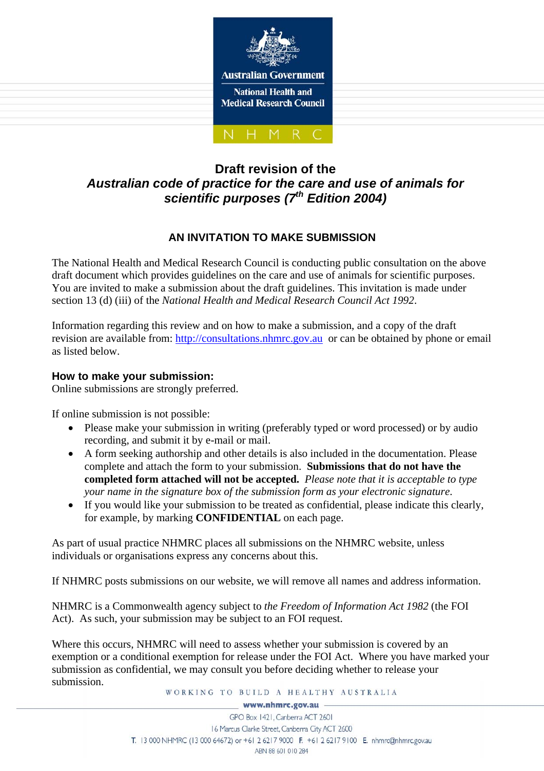Australian Government

National Health and Medical Research Council

NHMRC

**Draft revision of the**

***Australian code of practice for the care and use of animals for scientific purposes (7th Edition 2004)***

## AN INVITATION TO MAKE SUBMISSION

The National Health and Medical Research Council is conducting public consultation on the above draft document which provides guidelines on the care and use of animals for scientific purposes. You are invited to make a submission about the draft guidelines. This invitation is made under section 13 (d) (iii) of the *National Health and Medical Research Council Act 1992*.

Information regarding this review and on how to make a submission, and a copy of the draft revision are available from: http://consultations.nhmrc.gov.au or can be obtained by phone or email as listed below.

### How to make your submission:

Online submissions are strongly preferred.

If online submission is not possible:

- Please make your submission in writing (preferably typed or word processed) or by audio recording, and submit it by e-mail or mail.
- A form seeking authorship and other details is also included in the documentation. Please complete and attach the form to your submission. **Submissions that do not have the completed form attached will not be accepted.** *Please note that it is acceptable to type your name in the signature box of the submission form as your electronic signature.*
- If you would like your submission to be treated as confidential, please indicate this clearly, for example, by marking **CONFIDENTIAL** on each page.

As part of usual practice NHMRC places all submissions on the NHMRC website, unless individuals or organisations express any concerns about this.

If NHMRC posts submissions on our website, we will remove all names and address information.

NHMRC is a Commonwealth agency subject to *the Freedom of Information Act 1982* (the FOI Act). As such, your submission may be subject to an FOI request.

Where this occurs, NHMRC will need to assess whether your submission is covered by an exemption or a conditional exemption for release under the FOI Act. Where you have marked your submission as confidential, we may consult you before deciding whether to release your submission.

WORKING TO BUILD A HEALTHY AUSTRALIA

www.nhmrc.gov.au

GPO Box 1421, Canberra ACT 2601

16 Marcus Clarke Street, Canberra City ACT 2600

T. 13 000 NHMRC (13 000 64672) or +61 2 6217 9000 F. +61 2 6217 9100 E. nhmrc@nhmrc.gov.au

ABN 88 601 010 284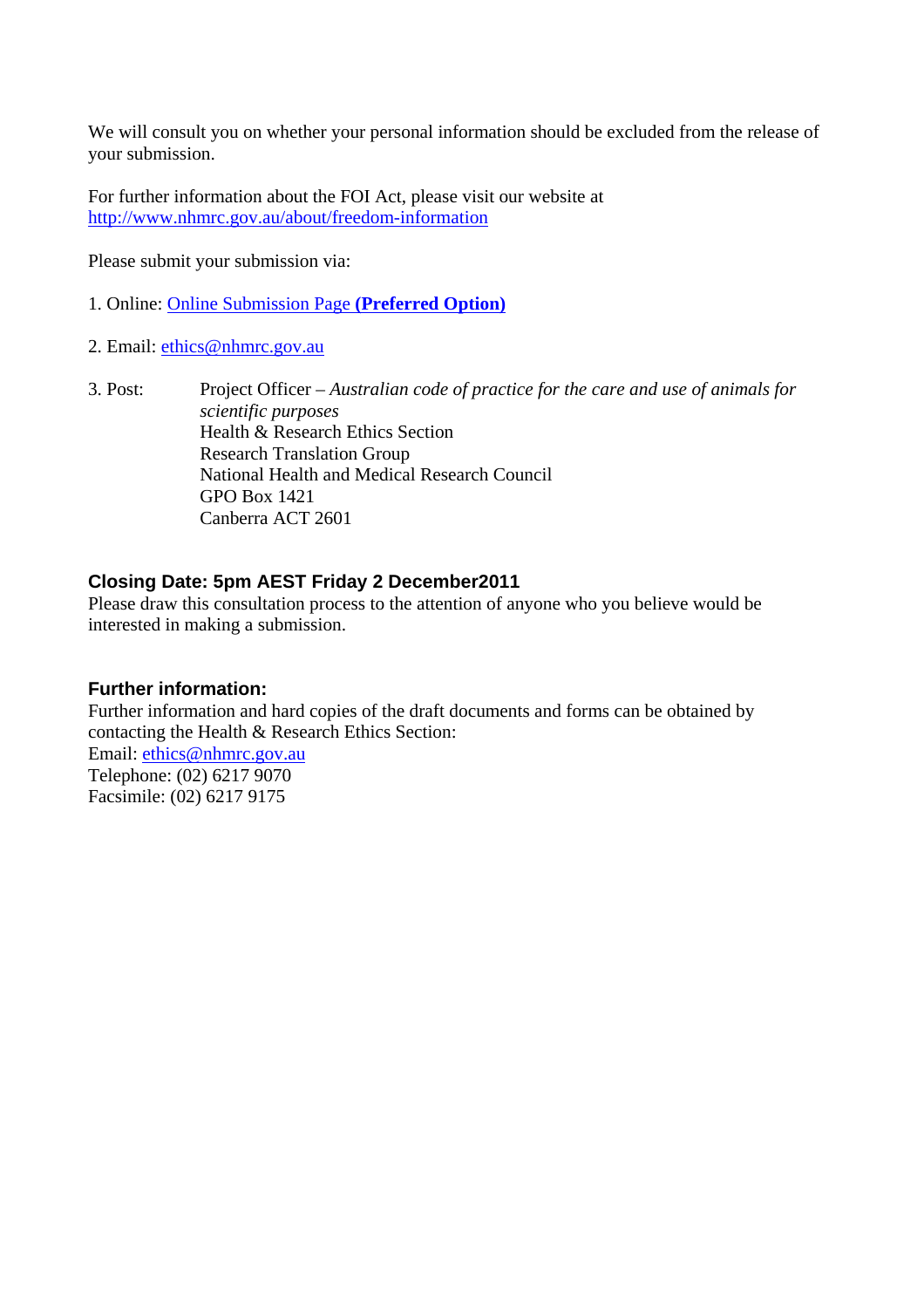We will consult you on whether your personal information should be excluded from the release of your submission.

For further information about the FOI Act, please visit our website at http://www.nhmrc.gov.au/about/freedom-information

Please submit your submission via:

1. Online: Online Submission Page **(Preferred Option)**

2. Email: ethics@nhmrc.gov.au

3. Post: Project Officer – *Australian code of practice for the care and use of animals for scientific purposes*
Health & Research Ethics Section
Research Translation Group
National Health and Medical Research Council
GPO Box 1421
Canberra ACT 2601

**Closing Date: 5pm AEST Friday 2 December2011**

Please draw this consultation process to the attention of anyone who you believe would be interested in making a submission.

**Further information:**

Further information and hard copies of the draft documents and forms can be obtained by contacting the Health & Research Ethics Section:
Email: ethics@nhmrc.gov.au
Telephone: (02) 6217 9070
Facsimile: (02) 6217 9175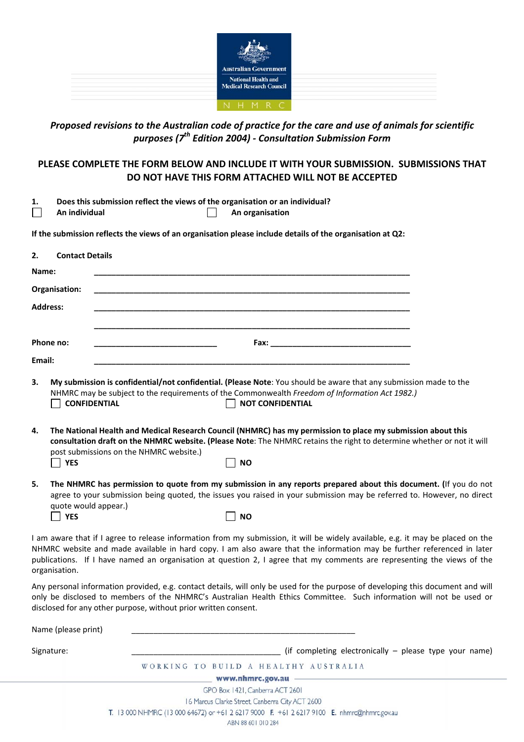Australian Government
National Health and Medical Research Council
NHMRC

***Proposed revisions to the Australian code of practice for the care and use of animals for scientific purposes (7th Edition 2004) - Consultation Submission Form***

**PLEASE COMPLETE THE FORM BELOW AND INCLUDE IT WITH YOUR SUBMISSION. SUBMISSIONS THAT DO NOT HAVE THIS FORM ATTACHED WILL NOT BE ACCEPTED**

**1. Does this submission reflect the views of the organisation or an individual?**

☐ **An individual** ☐ **An organisation**

**If the submission reflects the views of an organisation please include details of the organisation at Q2:**

**2. Contact Details**

**Name:** ______________________________________________

**Organisation:** ______________________________________________

**Address:** ______________________________________________

______________________________________________

**Phone no:** ____________________ **Fax:** ____________________

**Email:** ______________________________________________

**3. My submission is confidential/not confidential. (Please Note**: You should be aware that any submission made to the NHMRC may be subject to the requirements of the Commonwealth *Freedom of Information Act 1982.)*

☐ **CONFIDENTIAL** ☐ **NOT CONFIDENTIAL**

**4. The National Health and Medical Research Council (NHMRC) has my permission to place my submission about this consultation draft on the NHMRC website. (Please Note**: The NHMRC retains the right to determine whether or not it will post submissions on the NHMRC website.)

☐ **YES** ☐ **NO**

**5. The NHMRC has permission to quote from my submission in any reports prepared about this document. (**If you do not agree to your submission being quoted, the issues you raised in your submission may be referred to. However, no direct quote would appear.)

☐ **YES** ☐ **NO**

I am aware that if I agree to release information from my submission, it will be widely available, e.g. it may be placed on the NHMRC website and made available in hard copy. I am also aware that the information may be further referenced in later publications. If I have named an organisation at question 2, I agree that my comments are representing the views of the organisation.

Any personal information provided, e.g. contact details, will only be used for the purpose of developing this document and will only be disclosed to members of the NHMRC's Australian Health Ethics Committee. Such information will not be used or disclosed for any other purpose, without prior written consent.

Name (please print) ______________________________________________

Signature: ______________________________ (if completing electronically – please type your name)

WORKING TO BUILD A HEALTHY AUSTRALIA

**www.nhmrc.gov.au**

GPO Box 1421, Canberra ACT 2601

16 Marcus Clarke Street, Canberra City ACT 2600

T. 13 000 NHMRC (13 000 64672) or +61 2 6217 9000 F. +61 2 6217 9100 E. nhmrc@nhmrc.gov.au

ABN 88 601 010 284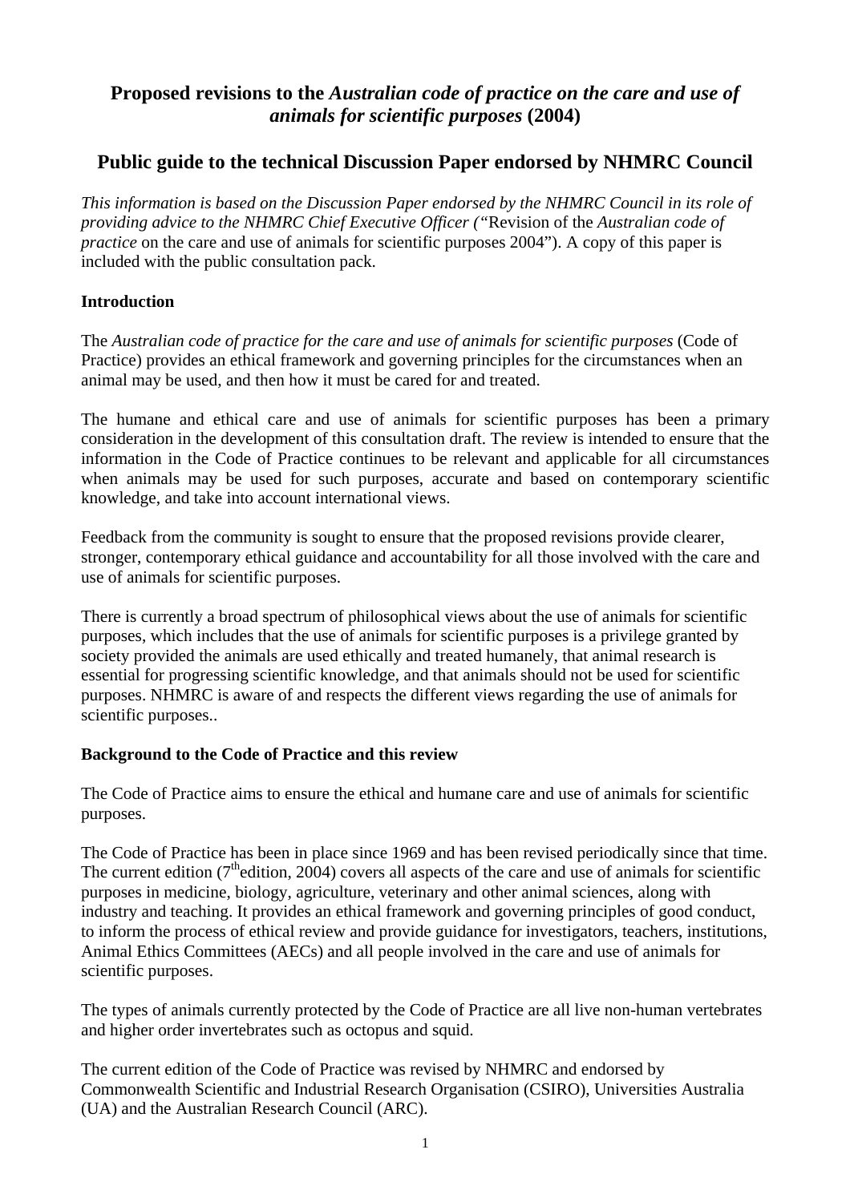# Proposed revisions to the *Australian code of practice on the care and use of animals for scientific purposes* (2004)

## Public guide to the technical Discussion Paper endorsed by NHMRC Council

*This information is based on the Discussion Paper endorsed by the NHMRC Council in its role of providing advice to the NHMRC Chief Executive Officer (*"Revision of the *Australian code of practice* on the care and use of animals for scientific purposes 2004"). A copy of this paper is included with the public consultation pack.

### Introduction

The *Australian code of practice for the care and use of animals for scientific purposes* (Code of Practice) provides an ethical framework and governing principles for the circumstances when an animal may be used, and then how it must be cared for and treated.

The humane and ethical care and use of animals for scientific purposes has been a primary consideration in the development of this consultation draft. The review is intended to ensure that the information in the Code of Practice continues to be relevant and applicable for all circumstances when animals may be used for such purposes, accurate and based on contemporary scientific knowledge, and take into account international views.

Feedback from the community is sought to ensure that the proposed revisions provide clearer, stronger, contemporary ethical guidance and accountability for all those involved with the care and use of animals for scientific purposes.

There is currently a broad spectrum of philosophical views about the use of animals for scientific purposes, which includes that the use of animals for scientific purposes is a privilege granted by society provided the animals are used ethically and treated humanely, that animal research is essential for progressing scientific knowledge, and that animals should not be used for scientific purposes. NHMRC is aware of and respects the different views regarding the use of animals for scientific purposes..

### Background to the Code of Practice and this review

The Code of Practice aims to ensure the ethical and humane care and use of animals for scientific purposes.

The Code of Practice has been in place since 1969 and has been revised periodically since that time. The current edition (7th edition, 2004) covers all aspects of the care and use of animals for scientific purposes in medicine, biology, agriculture, veterinary and other animal sciences, along with industry and teaching. It provides an ethical framework and governing principles of good conduct, to inform the process of ethical review and provide guidance for investigators, teachers, institutions, Animal Ethics Committees (AECs) and all people involved in the care and use of animals for scientific purposes.

The types of animals currently protected by the Code of Practice are all live non-human vertebrates and higher order invertebrates such as octopus and squid.

The current edition of the Code of Practice was revised by NHMRC and endorsed by Commonwealth Scientific and Industrial Research Organisation (CSIRO), Universities Australia (UA) and the Australian Research Council (ARC).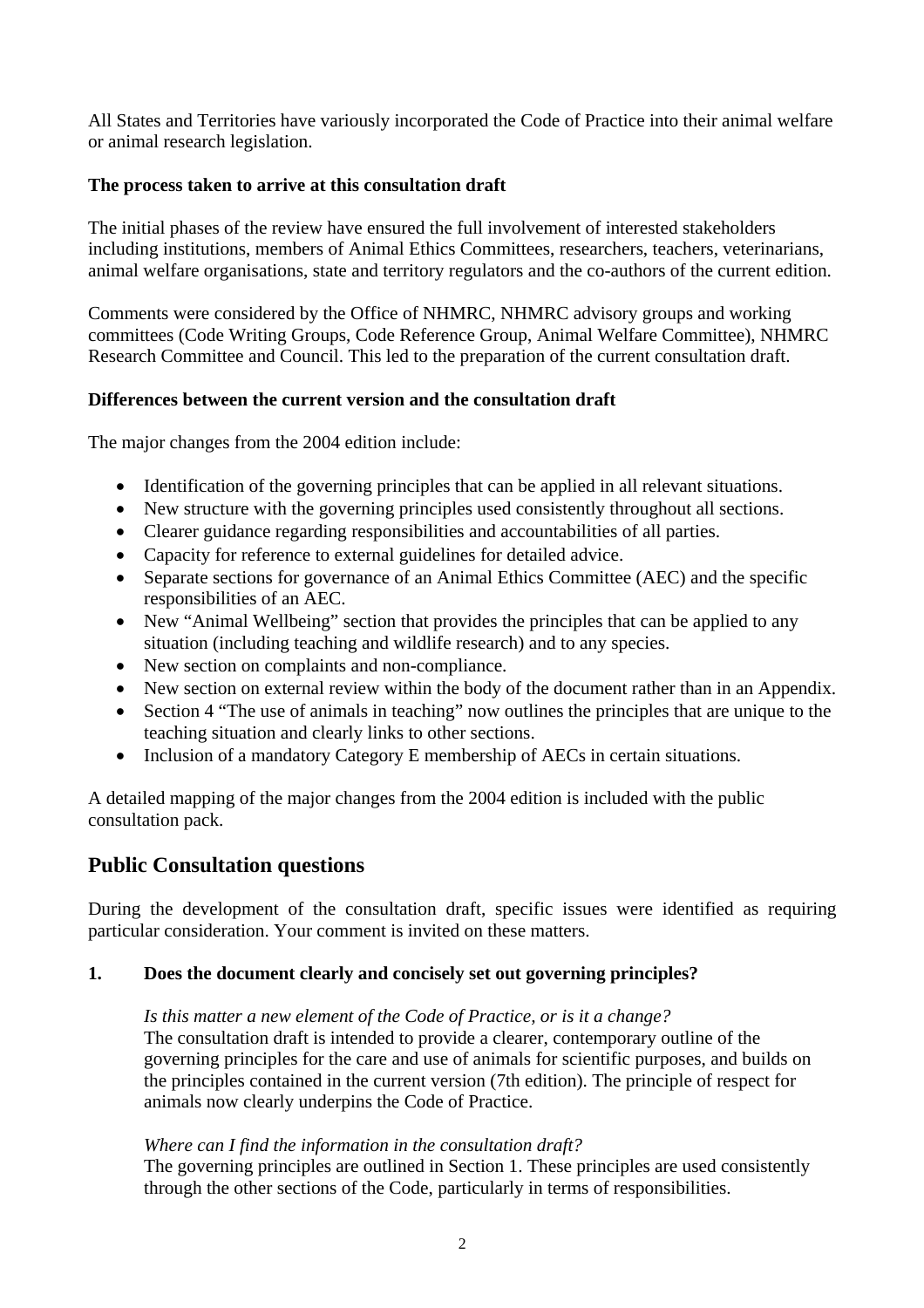All States and Territories have variously incorporated the Code of Practice into their animal welfare or animal research legislation.

**The process taken to arrive at this consultation draft**

The initial phases of the review have ensured the full involvement of interested stakeholders including institutions, members of Animal Ethics Committees, researchers, teachers, veterinarians, animal welfare organisations, state and territory regulators and the co-authors of the current edition.

Comments were considered by the Office of NHMRC, NHMRC advisory groups and working committees (Code Writing Groups, Code Reference Group, Animal Welfare Committee), NHMRC Research Committee and Council. This led to the preparation of the current consultation draft.

**Differences between the current version and the consultation draft**

The major changes from the 2004 edition include:

- Identification of the governing principles that can be applied in all relevant situations.
- New structure with the governing principles used consistently throughout all sections.
- Clearer guidance regarding responsibilities and accountabilities of all parties.
- Capacity for reference to external guidelines for detailed advice.
- Separate sections for governance of an Animal Ethics Committee (AEC) and the specific responsibilities of an AEC.
- New "Animal Wellbeing" section that provides the principles that can be applied to any situation (including teaching and wildlife research) and to any species.
- New section on complaints and non-compliance.
- New section on external review within the body of the document rather than in an Appendix.
- Section 4 "The use of animals in teaching" now outlines the principles that are unique to the teaching situation and clearly links to other sections.
- Inclusion of a mandatory Category E membership of AECs in certain situations.

A detailed mapping of the major changes from the 2004 edition is included with the public consultation pack.

## Public Consultation questions

During the development of the consultation draft, specific issues were identified as requiring particular consideration. Your comment is invited on these matters.

### 1. Does the document clearly and concisely set out governing principles?

*Is this matter a new element of the Code of Practice, or is it a change?*
The consultation draft is intended to provide a clearer, contemporary outline of the governing principles for the care and use of animals for scientific purposes, and builds on the principles contained in the current version (7th edition). The principle of respect for animals now clearly underpins the Code of Practice.

*Where can I find the information in the consultation draft?*
The governing principles are outlined in Section 1. These principles are used consistently through the other sections of the Code, particularly in terms of responsibilities.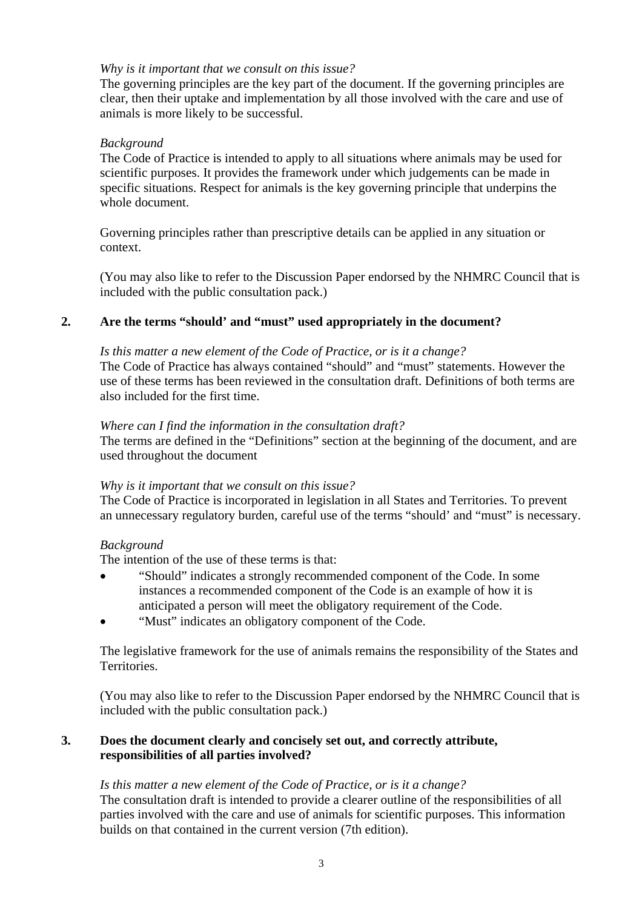*Why is it important that we consult on this issue?*
The governing principles are the key part of the document. If the governing principles are clear, then their uptake and implementation by all those involved with the care and use of animals is more likely to be successful.

*Background*
The Code of Practice is intended to apply to all situations where animals may be used for scientific purposes. It provides the framework under which judgements can be made in specific situations. Respect for animals is the key governing principle that underpins the whole document.

Governing principles rather than prescriptive details can be applied in any situation or context.

(You may also like to refer to the Discussion Paper endorsed by the NHMRC Council that is included with the public consultation pack.)

**2. Are the terms "should' and "must" used appropriately in the document?**

*Is this matter a new element of the Code of Practice, or is it a change?*
The Code of Practice has always contained "should" and "must" statements. However the use of these terms has been reviewed in the consultation draft. Definitions of both terms are also included for the first time.

*Where can I find the information in the consultation draft?*
The terms are defined in the "Definitions" section at the beginning of the document, and are used throughout the document

*Why is it important that we consult on this issue?*
The Code of Practice is incorporated in legislation in all States and Territories. To prevent an unnecessary regulatory burden, careful use of the terms "should' and "must" is necessary.

*Background*
The intention of the use of these terms is that:

- "Should" indicates a strongly recommended component of the Code. In some instances a recommended component of the Code is an example of how it is anticipated a person will meet the obligatory requirement of the Code.
- "Must" indicates an obligatory component of the Code.

The legislative framework for the use of animals remains the responsibility of the States and Territories.

(You may also like to refer to the Discussion Paper endorsed by the NHMRC Council that is included with the public consultation pack.)

**3. Does the document clearly and concisely set out, and correctly attribute, responsibilities of all parties involved?**

*Is this matter a new element of the Code of Practice, or is it a change?*
The consultation draft is intended to provide a clearer outline of the responsibilities of all parties involved with the care and use of animals for scientific purposes. This information builds on that contained in the current version (7th edition).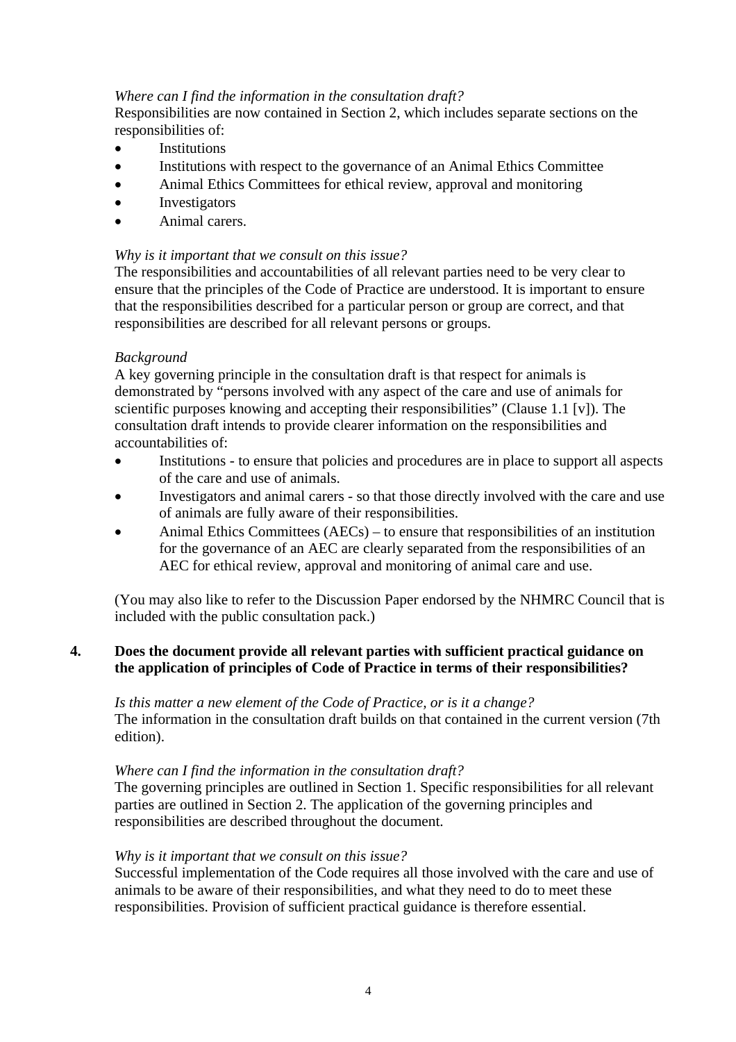*Where can I find the information in the consultation draft?*
Responsibilities are now contained in Section 2, which includes separate sections on the responsibilities of:

- Institutions
- Institutions with respect to the governance of an Animal Ethics Committee
- Animal Ethics Committees for ethical review, approval and monitoring
- Investigators
- Animal carers.

*Why is it important that we consult on this issue?*
The responsibilities and accountabilities of all relevant parties need to be very clear to ensure that the principles of the Code of Practice are understood. It is important to ensure that the responsibilities described for a particular person or group are correct, and that responsibilities are described for all relevant persons or groups.

*Background*
A key governing principle in the consultation draft is that respect for animals is demonstrated by "persons involved with any aspect of the care and use of animals for scientific purposes knowing and accepting their responsibilities" (Clause 1.1 [v]). The consultation draft intends to provide clearer information on the responsibilities and accountabilities of:

- Institutions - to ensure that policies and procedures are in place to support all aspects of the care and use of animals.
- Investigators and animal carers - so that those directly involved with the care and use of animals are fully aware of their responsibilities.
- Animal Ethics Committees (AECs) – to ensure that responsibilities of an institution for the governance of an AEC are clearly separated from the responsibilities of an AEC for ethical review, approval and monitoring of animal care and use.

(You may also like to refer to the Discussion Paper endorsed by the NHMRC Council that is included with the public consultation pack.)

**4. Does the document provide all relevant parties with sufficient practical guidance on the application of principles of Code of Practice in terms of their responsibilities?**

*Is this matter a new element of the Code of Practice, or is it a change?*
The information in the consultation draft builds on that contained in the current version (7th edition).

*Where can I find the information in the consultation draft?*
The governing principles are outlined in Section 1. Specific responsibilities for all relevant parties are outlined in Section 2. The application of the governing principles and responsibilities are described throughout the document.

*Why is it important that we consult on this issue?*
Successful implementation of the Code requires all those involved with the care and use of animals to be aware of their responsibilities, and what they need to do to meet these responsibilities. Provision of sufficient practical guidance is therefore essential.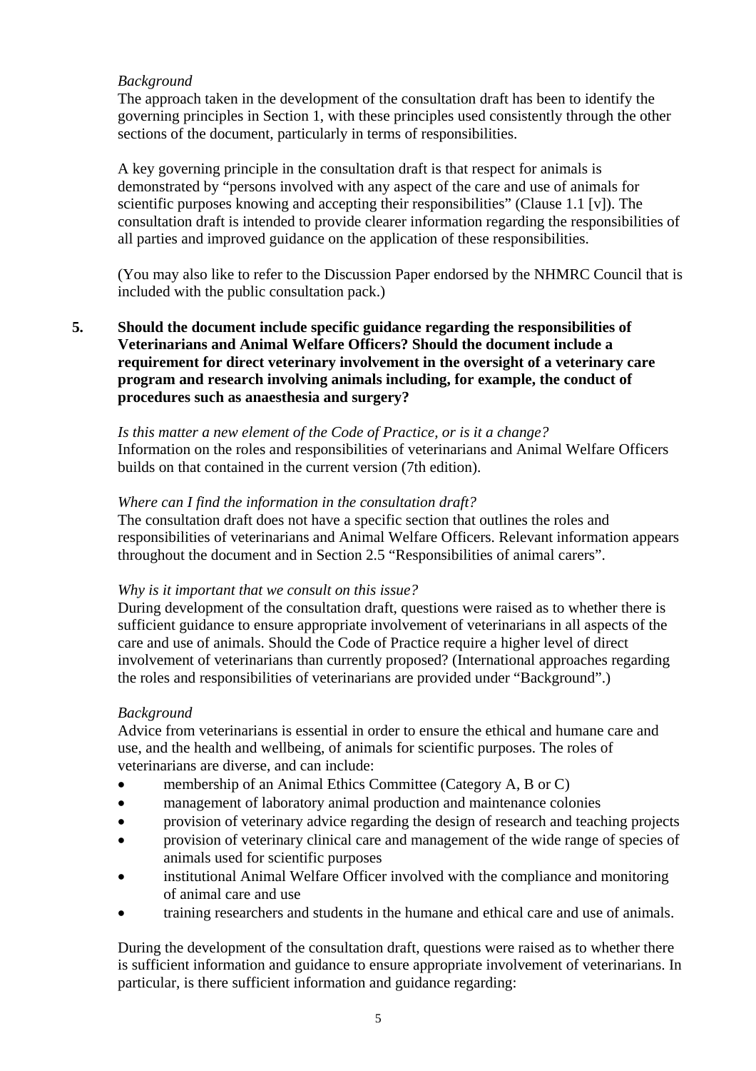*Background*

The approach taken in the development of the consultation draft has been to identify the governing principles in Section 1, with these principles used consistently through the other sections of the document, particularly in terms of responsibilities.

A key governing principle in the consultation draft is that respect for animals is demonstrated by "persons involved with any aspect of the care and use of animals for scientific purposes knowing and accepting their responsibilities" (Clause 1.1 [v]). The consultation draft is intended to provide clearer information regarding the responsibilities of all parties and improved guidance on the application of these responsibilities.

(You may also like to refer to the Discussion Paper endorsed by the NHMRC Council that is included with the public consultation pack.)

**5. Should the document include specific guidance regarding the responsibilities of Veterinarians and Animal Welfare Officers? Should the document include a requirement for direct veterinary involvement in the oversight of a veterinary care program and research involving animals including, for example, the conduct of procedures such as anaesthesia and surgery?**

*Is this matter a new element of the Code of Practice, or is it a change?*

Information on the roles and responsibilities of veterinarians and Animal Welfare Officers builds on that contained in the current version (7th edition).

*Where can I find the information in the consultation draft?*

The consultation draft does not have a specific section that outlines the roles and responsibilities of veterinarians and Animal Welfare Officers. Relevant information appears throughout the document and in Section 2.5 "Responsibilities of animal carers".

*Why is it important that we consult on this issue?*

During development of the consultation draft, questions were raised as to whether there is sufficient guidance to ensure appropriate involvement of veterinarians in all aspects of the care and use of animals. Should the Code of Practice require a higher level of direct involvement of veterinarians than currently proposed? (International approaches regarding the roles and responsibilities of veterinarians are provided under "Background".)

*Background*

Advice from veterinarians is essential in order to ensure the ethical and humane care and use, and the health and wellbeing, of animals for scientific purposes. The roles of veterinarians are diverse, and can include:

- membership of an Animal Ethics Committee (Category A, B or C)
- management of laboratory animal production and maintenance colonies
- provision of veterinary advice regarding the design of research and teaching projects
- provision of veterinary clinical care and management of the wide range of species of animals used for scientific purposes
- institutional Animal Welfare Officer involved with the compliance and monitoring of animal care and use
- training researchers and students in the humane and ethical care and use of animals.

During the development of the consultation draft, questions were raised as to whether there is sufficient information and guidance to ensure appropriate involvement of veterinarians. In particular, is there sufficient information and guidance regarding: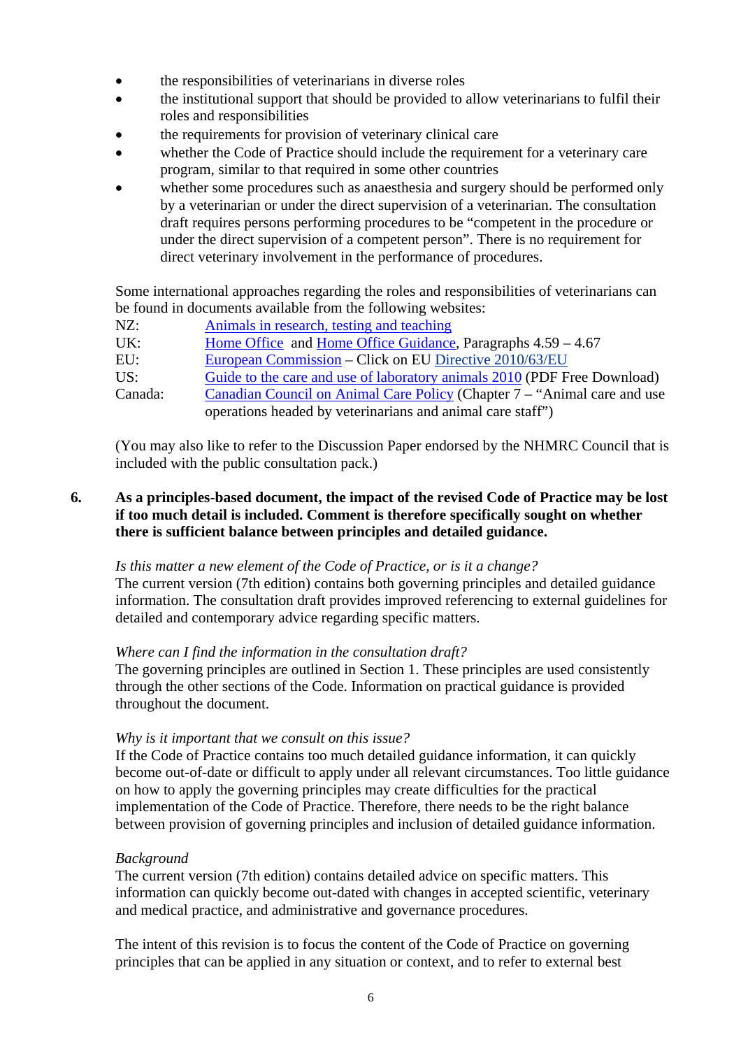- the responsibilities of veterinarians in diverse roles
- the institutional support that should be provided to allow veterinarians to fulfil their roles and responsibilities
- the requirements for provision of veterinary clinical care
- whether the Code of Practice should include the requirement for a veterinary care program, similar to that required in some other countries
- whether some procedures such as anaesthesia and surgery should be performed only by a veterinarian or under the direct supervision of a veterinarian. The consultation draft requires persons performing procedures to be "competent in the procedure or under the direct supervision of a competent person". There is no requirement for direct veterinary involvement in the performance of procedures.

Some international approaches regarding the roles and responsibilities of veterinarians can be found in documents available from the following websites:

| | |
|---|---|
| NZ: | Animals in research, testing and teaching |
| UK: | Home Office and Home Office Guidance, Paragraphs 4.59 – 4.67 |
| EU: | European Commission – Click on EU Directive 2010/63/EU |
| US: | Guide to the care and use of laboratory animals 2010 (PDF Free Download) |
| Canada: | Canadian Council on Animal Care Policy (Chapter 7 – "Animal care and use operations headed by veterinarians and animal care staff") |

(You may also like to refer to the Discussion Paper endorsed by the NHMRC Council that is included with the public consultation pack.)

**6. As a principles-based document, the impact of the revised Code of Practice may be lost if too much detail is included. Comment is therefore specifically sought on whether there is sufficient balance between principles and detailed guidance.**

*Is this matter a new element of the Code of Practice, or is it a change?*
The current version (7th edition) contains both governing principles and detailed guidance information. The consultation draft provides improved referencing to external guidelines for detailed and contemporary advice regarding specific matters.

*Where can I find the information in the consultation draft?*
The governing principles are outlined in Section 1. These principles are used consistently through the other sections of the Code. Information on practical guidance is provided throughout the document.

*Why is it important that we consult on this issue?*
If the Code of Practice contains too much detailed guidance information, it can quickly become out-of-date or difficult to apply under all relevant circumstances. Too little guidance on how to apply the governing principles may create difficulties for the practical implementation of the Code of Practice. Therefore, there needs to be the right balance between provision of governing principles and inclusion of detailed guidance information.

*Background*
The current version (7th edition) contains detailed advice on specific matters. This information can quickly become out-dated with changes in accepted scientific, veterinary and medical practice, and administrative and governance procedures.

The intent of this revision is to focus the content of the Code of Practice on governing principles that can be applied in any situation or context, and to refer to external best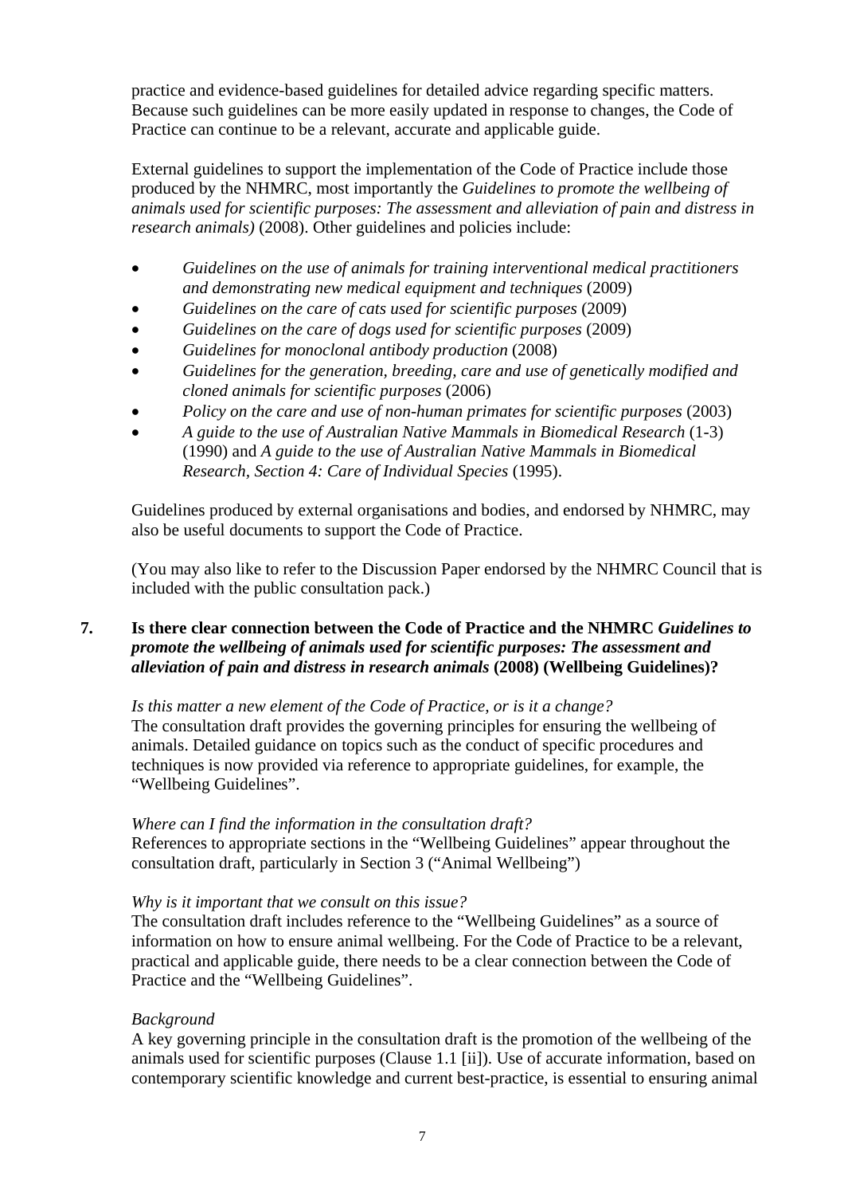practice and evidence-based guidelines for detailed advice regarding specific matters. Because such guidelines can be more easily updated in response to changes, the Code of Practice can continue to be a relevant, accurate and applicable guide.

External guidelines to support the implementation of the Code of Practice include those produced by the NHMRC, most importantly the *Guidelines to promote the wellbeing of animals used for scientific purposes: The assessment and alleviation of pain and distress in research animals)* (2008). Other guidelines and policies include:

- *Guidelines on the use of animals for training interventional medical practitioners and demonstrating new medical equipment and techniques* (2009)
- *Guidelines on the care of cats used for scientific purposes* (2009)
- *Guidelines on the care of dogs used for scientific purposes* (2009)
- *Guidelines for monoclonal antibody production* (2008)
- *Guidelines for the generation, breeding, care and use of genetically modified and cloned animals for scientific purposes* (2006)
- *Policy on the care and use of non-human primates for scientific purposes* (2003)
- *A guide to the use of Australian Native Mammals in Biomedical Research* (1-3) (1990) and *A guide to the use of Australian Native Mammals in Biomedical Research, Section 4: Care of Individual Species* (1995).

Guidelines produced by external organisations and bodies, and endorsed by NHMRC, may also be useful documents to support the Code of Practice.

(You may also like to refer to the Discussion Paper endorsed by the NHMRC Council that is included with the public consultation pack.)

## 7. Is there clear connection between the Code of Practice and the NHMRC *Guidelines to promote the wellbeing of animals used for scientific purposes: The assessment and alleviation of pain and distress in research animals* (2008) (Wellbeing Guidelines)?

*Is this matter a new element of the Code of Practice, or is it a change?*
The consultation draft provides the governing principles for ensuring the wellbeing of animals. Detailed guidance on topics such as the conduct of specific procedures and techniques is now provided via reference to appropriate guidelines, for example, the "Wellbeing Guidelines".

*Where can I find the information in the consultation draft?*
References to appropriate sections in the "Wellbeing Guidelines" appear throughout the consultation draft, particularly in Section 3 ("Animal Wellbeing")

*Why is it important that we consult on this issue?*
The consultation draft includes reference to the "Wellbeing Guidelines" as a source of information on how to ensure animal wellbeing. For the Code of Practice to be a relevant, practical and applicable guide, there needs to be a clear connection between the Code of Practice and the "Wellbeing Guidelines".

*Background*
A key governing principle in the consultation draft is the promotion of the wellbeing of the animals used for scientific purposes (Clause 1.1 [ii]). Use of accurate information, based on contemporary scientific knowledge and current best-practice, is essential to ensuring animal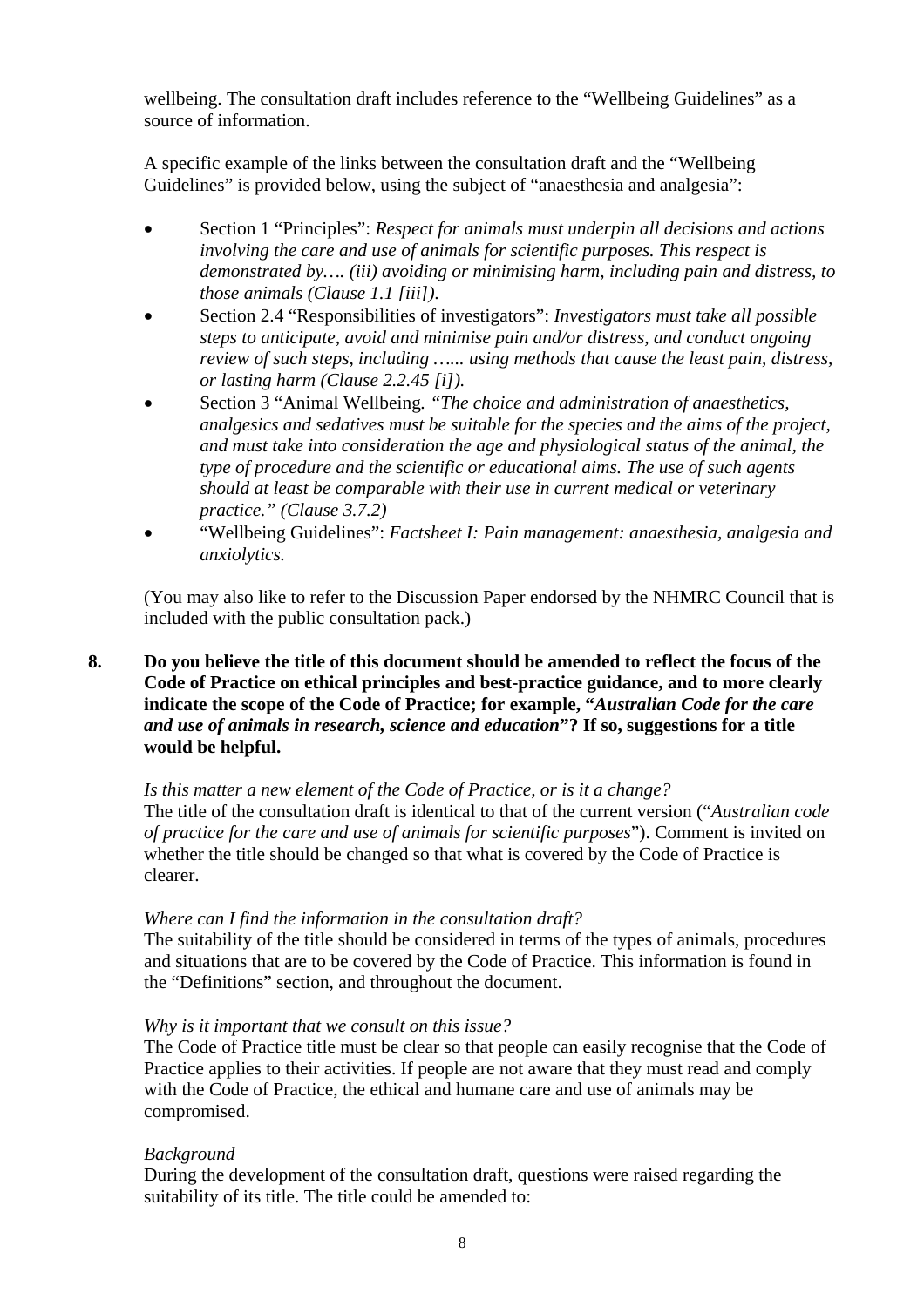wellbeing. The consultation draft includes reference to the "Wellbeing Guidelines" as a source of information.

A specific example of the links between the consultation draft and the "Wellbeing Guidelines" is provided below, using the subject of "anaesthesia and analgesia":

- Section 1 "Principles": *Respect for animals must underpin all decisions and actions involving the care and use of animals for scientific purposes. This respect is demonstrated by…. (iii) avoiding or minimising harm, including pain and distress, to those animals (Clause 1.1 [iii]).*
- Section 2.4 "Responsibilities of investigators": *Investigators must take all possible steps to anticipate, avoid and minimise pain and/or distress, and conduct ongoing review of such steps, including …... using methods that cause the least pain, distress, or lasting harm (Clause 2.2.45 [i]).*
- Section 3 "Animal Wellbeing*. "The choice and administration of anaesthetics, analgesics and sedatives must be suitable for the species and the aims of the project, and must take into consideration the age and physiological status of the animal, the type of procedure and the scientific or educational aims. The use of such agents should at least be comparable with their use in current medical or veterinary practice." (Clause 3.7.2)*
- "Wellbeing Guidelines": *Factsheet I: Pain management: anaesthesia, analgesia and anxiolytics.*

(You may also like to refer to the Discussion Paper endorsed by the NHMRC Council that is included with the public consultation pack.)

**8. Do you believe the title of this document should be amended to reflect the focus of the Code of Practice on ethical principles and best-practice guidance, and to more clearly indicate the scope of the Code of Practice; for example, "*Australian Code for the care and use of animals in research, science and education*"? If so, suggestions for a title would be helpful.**

*Is this matter a new element of the Code of Practice, or is it a change?*
The title of the consultation draft is identical to that of the current version ("*Australian code of practice for the care and use of animals for scientific purposes*"). Comment is invited on whether the title should be changed so that what is covered by the Code of Practice is clearer.

*Where can I find the information in the consultation draft?*
The suitability of the title should be considered in terms of the types of animals, procedures and situations that are to be covered by the Code of Practice. This information is found in the "Definitions" section, and throughout the document.

*Why is it important that we consult on this issue?*
The Code of Practice title must be clear so that people can easily recognise that the Code of Practice applies to their activities. If people are not aware that they must read and comply with the Code of Practice, the ethical and humane care and use of animals may be compromised.

*Background*
During the development of the consultation draft, questions were raised regarding the suitability of its title. The title could be amended to: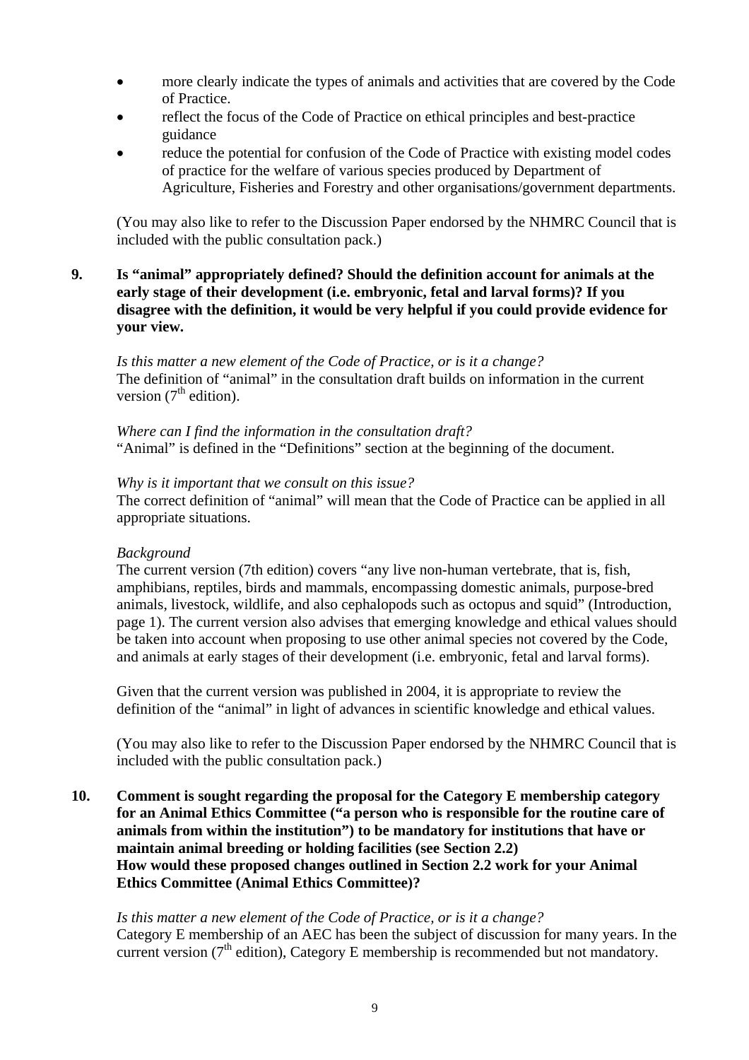- more clearly indicate the types of animals and activities that are covered by the Code of Practice.
- reflect the focus of the Code of Practice on ethical principles and best-practice guidance
- reduce the potential for confusion of the Code of Practice with existing model codes of practice for the welfare of various species produced by Department of Agriculture, Fisheries and Forestry and other organisations/government departments.

(You may also like to refer to the Discussion Paper endorsed by the NHMRC Council that is included with the public consultation pack.)

**9. Is "animal" appropriately defined? Should the definition account for animals at the early stage of their development (i.e. embryonic, fetal and larval forms)? If you disagree with the definition, it would be very helpful if you could provide evidence for your view.**

*Is this matter a new element of the Code of Practice, or is it a change?*
The definition of "animal" in the consultation draft builds on information in the current version (7th edition).

*Where can I find the information in the consultation draft?*
"Animal" is defined in the "Definitions" section at the beginning of the document.

*Why is it important that we consult on this issue?*
The correct definition of "animal" will mean that the Code of Practice can be applied in all appropriate situations.

*Background*
The current version (7th edition) covers "any live non-human vertebrate, that is, fish, amphibians, reptiles, birds and mammals, encompassing domestic animals, purpose-bred animals, livestock, wildlife, and also cephalopods such as octopus and squid" (Introduction, page 1). The current version also advises that emerging knowledge and ethical values should be taken into account when proposing to use other animal species not covered by the Code, and animals at early stages of their development (i.e. embryonic, fetal and larval forms).

Given that the current version was published in 2004, it is appropriate to review the definition of the "animal" in light of advances in scientific knowledge and ethical values.

(You may also like to refer to the Discussion Paper endorsed by the NHMRC Council that is included with the public consultation pack.)

**10. Comment is sought regarding the proposal for the Category E membership category for an Animal Ethics Committee ("a person who is responsible for the routine care of animals from within the institution") to be mandatory for institutions that have or maintain animal breeding or holding facilities (see Section 2.2)
How would these proposed changes outlined in Section 2.2 work for your Animal Ethics Committee (Animal Ethics Committee)?**

*Is this matter a new element of the Code of Practice, or is it a change?*
Category E membership of an AEC has been the subject of discussion for many years. In the current version (7th edition), Category E membership is recommended but not mandatory.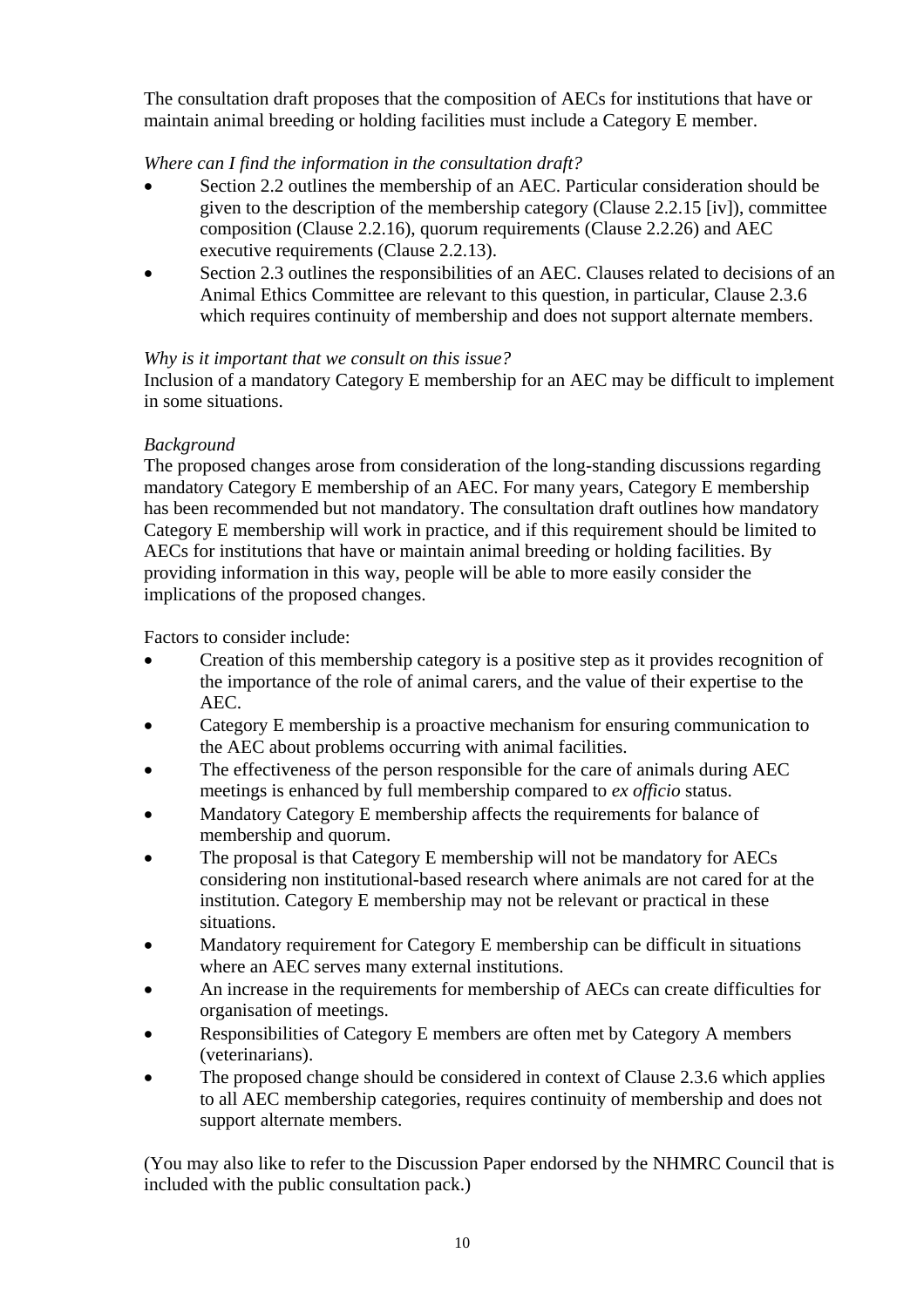The consultation draft proposes that the composition of AECs for institutions that have or maintain animal breeding or holding facilities must include a Category E member.

*Where can I find the information in the consultation draft?*

- Section 2.2 outlines the membership of an AEC. Particular consideration should be given to the description of the membership category (Clause 2.2.15 [iv]), committee composition (Clause 2.2.16), quorum requirements (Clause 2.2.26) and AEC executive requirements (Clause 2.2.13).
- Section 2.3 outlines the responsibilities of an AEC. Clauses related to decisions of an Animal Ethics Committee are relevant to this question, in particular, Clause 2.3.6 which requires continuity of membership and does not support alternate members.

*Why is it important that we consult on this issue?*

Inclusion of a mandatory Category E membership for an AEC may be difficult to implement in some situations.

*Background*

The proposed changes arose from consideration of the long-standing discussions regarding mandatory Category E membership of an AEC. For many years, Category E membership has been recommended but not mandatory. The consultation draft outlines how mandatory Category E membership will work in practice, and if this requirement should be limited to AECs for institutions that have or maintain animal breeding or holding facilities. By providing information in this way, people will be able to more easily consider the implications of the proposed changes.

Factors to consider include:

- Creation of this membership category is a positive step as it provides recognition of the importance of the role of animal carers, and the value of their expertise to the AEC.
- Category E membership is a proactive mechanism for ensuring communication to the AEC about problems occurring with animal facilities.
- The effectiveness of the person responsible for the care of animals during AEC meetings is enhanced by full membership compared to *ex officio* status.
- Mandatory Category E membership affects the requirements for balance of membership and quorum.
- The proposal is that Category E membership will not be mandatory for AECs considering non institutional-based research where animals are not cared for at the institution. Category E membership may not be relevant or practical in these situations.
- Mandatory requirement for Category E membership can be difficult in situations where an AEC serves many external institutions.
- An increase in the requirements for membership of AECs can create difficulties for organisation of meetings.
- Responsibilities of Category E members are often met by Category A members (veterinarians).
- The proposed change should be considered in context of Clause 2.3.6 which applies to all AEC membership categories, requires continuity of membership and does not support alternate members.

(You may also like to refer to the Discussion Paper endorsed by the NHMRC Council that is included with the public consultation pack.)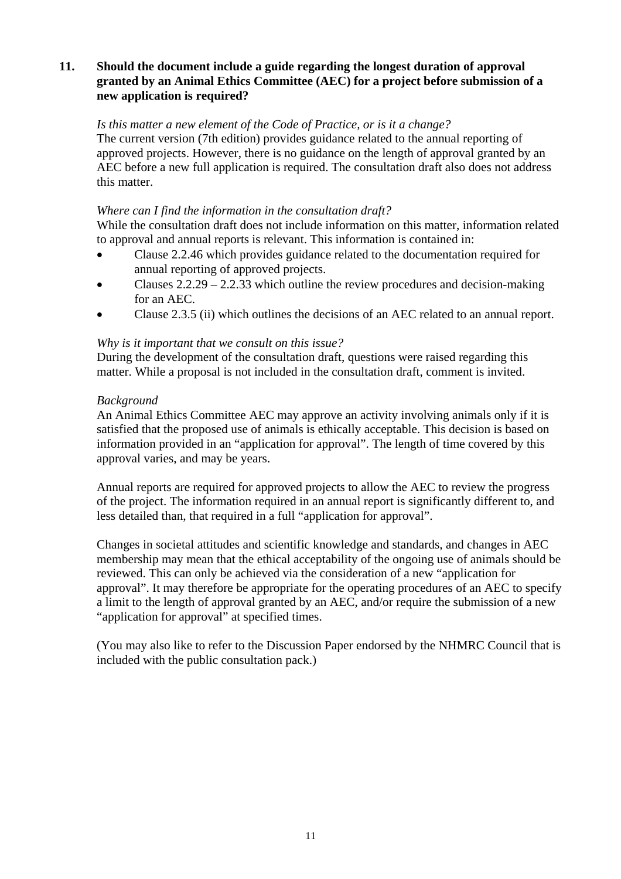**11. Should the document include a guide regarding the longest duration of approval granted by an Animal Ethics Committee (AEC) for a project before submission of a new application is required?**

*Is this matter a new element of the Code of Practice, or is it a change?*
The current version (7th edition) provides guidance related to the annual reporting of approved projects. However, there is no guidance on the length of approval granted by an AEC before a new full application is required. The consultation draft also does not address this matter.

*Where can I find the information in the consultation draft?*
While the consultation draft does not include information on this matter, information related to approval and annual reports is relevant. This information is contained in:

- Clause 2.2.46 which provides guidance related to the documentation required for annual reporting of approved projects.
- Clauses 2.2.29 – 2.2.33 which outline the review procedures and decision-making for an AEC.
- Clause 2.3.5 (ii) which outlines the decisions of an AEC related to an annual report.

*Why is it important that we consult on this issue?*
During the development of the consultation draft, questions were raised regarding this matter. While a proposal is not included in the consultation draft, comment is invited.

*Background*
An Animal Ethics Committee AEC may approve an activity involving animals only if it is satisfied that the proposed use of animals is ethically acceptable. This decision is based on information provided in an "application for approval". The length of time covered by this approval varies, and may be years.

Annual reports are required for approved projects to allow the AEC to review the progress of the project. The information required in an annual report is significantly different to, and less detailed than, that required in a full "application for approval".

Changes in societal attitudes and scientific knowledge and standards, and changes in AEC membership may mean that the ethical acceptability of the ongoing use of animals should be reviewed. This can only be achieved via the consideration of a new "application for approval". It may therefore be appropriate for the operating procedures of an AEC to specify a limit to the length of approval granted by an AEC, and/or require the submission of a new "application for approval" at specified times.

(You may also like to refer to the Discussion Paper endorsed by the NHMRC Council that is included with the public consultation pack.)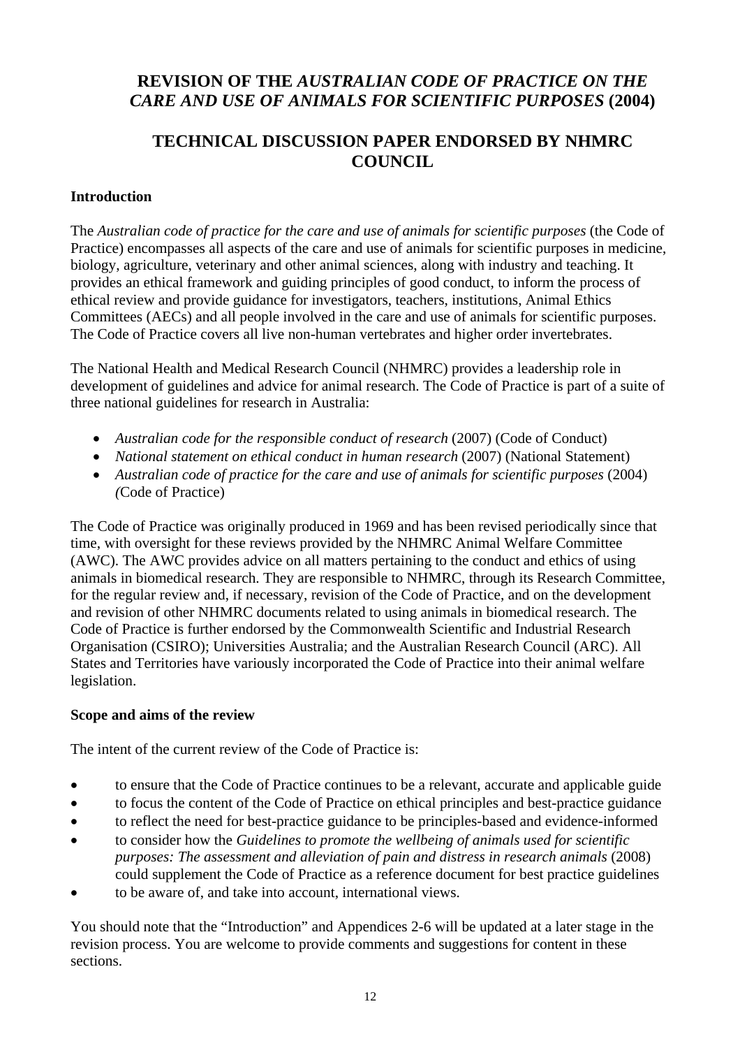# REVISION OF THE *AUSTRALIAN CODE OF PRACTICE ON THE CARE AND USE OF ANIMALS FOR SCIENTIFIC PURPOSES* (2004)

# TECHNICAL DISCUSSION PAPER ENDORSED BY NHMRC COUNCIL

## Introduction

The *Australian code of practice for the care and use of animals for scientific purposes* (the Code of Practice) encompasses all aspects of the care and use of animals for scientific purposes in medicine, biology, agriculture, veterinary and other animal sciences, along with industry and teaching. It provides an ethical framework and guiding principles of good conduct, to inform the process of ethical review and provide guidance for investigators, teachers, institutions, Animal Ethics Committees (AECs) and all people involved in the care and use of animals for scientific purposes. The Code of Practice covers all live non-human vertebrates and higher order invertebrates.

The National Health and Medical Research Council (NHMRC) provides a leadership role in development of guidelines and advice for animal research. The Code of Practice is part of a suite of three national guidelines for research in Australia:

- *Australian code for the responsible conduct of research* (2007) (Code of Conduct)
- *National statement on ethical conduct in human research* (2007) (National Statement)
- *Australian code of practice for the care and use of animals for scientific purposes* (2004) (Code of Practice)

The Code of Practice was originally produced in 1969 and has been revised periodically since that time, with oversight for these reviews provided by the NHMRC Animal Welfare Committee (AWC). The AWC provides advice on all matters pertaining to the conduct and ethics of using animals in biomedical research. They are responsible to NHMRC, through its Research Committee, for the regular review and, if necessary, revision of the Code of Practice, and on the development and revision of other NHMRC documents related to using animals in biomedical research. The Code of Practice is further endorsed by the Commonwealth Scientific and Industrial Research Organisation (CSIRO); Universities Australia; and the Australian Research Council (ARC). All States and Territories have variously incorporated the Code of Practice into their animal welfare legislation.

## Scope and aims of the review

The intent of the current review of the Code of Practice is:

- to ensure that the Code of Practice continues to be a relevant, accurate and applicable guide
- to focus the content of the Code of Practice on ethical principles and best-practice guidance
- to reflect the need for best-practice guidance to be principles-based and evidence-informed
- to consider how the *Guidelines to promote the wellbeing of animals used for scientific purposes: The assessment and alleviation of pain and distress in research animals* (2008) could supplement the Code of Practice as a reference document for best practice guidelines
- to be aware of, and take into account, international views.

You should note that the "Introduction" and Appendices 2-6 will be updated at a later stage in the revision process. You are welcome to provide comments and suggestions for content in these sections.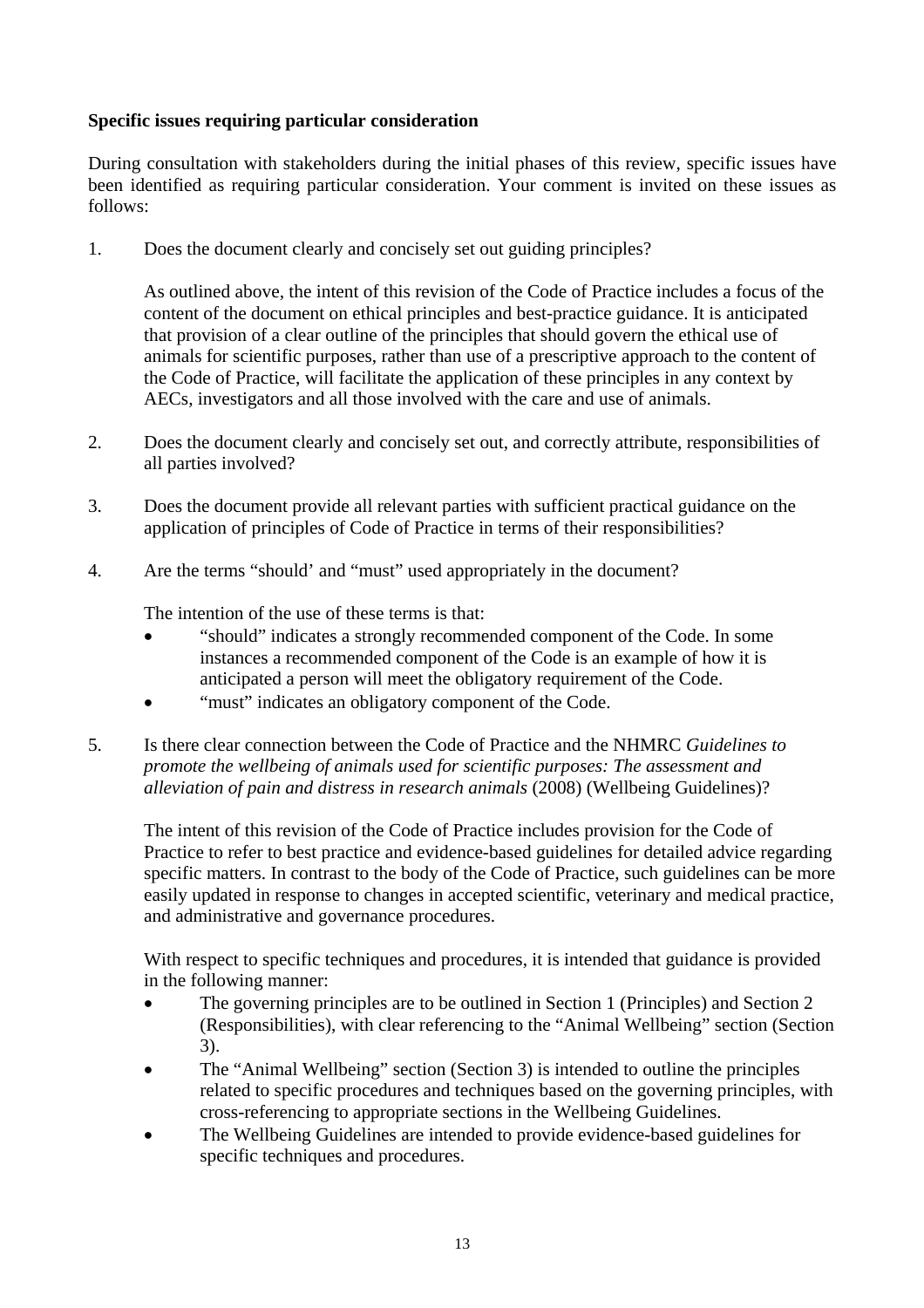**Specific issues requiring particular consideration**

During consultation with stakeholders during the initial phases of this review, specific issues have been identified as requiring particular consideration. Your comment is invited on these issues as follows:

1. Does the document clearly and concisely set out guiding principles?

   As outlined above, the intent of this revision of the Code of Practice includes a focus of the content of the document on ethical principles and best-practice guidance. It is anticipated that provision of a clear outline of the principles that should govern the ethical use of animals for scientific purposes, rather than use of a prescriptive approach to the content of the Code of Practice, will facilitate the application of these principles in any context by AECs, investigators and all those involved with the care and use of animals.

2. Does the document clearly and concisely set out, and correctly attribute, responsibilities of all parties involved?

3. Does the document provide all relevant parties with sufficient practical guidance on the application of principles of Code of Practice in terms of their responsibilities?

4. Are the terms "should' and "must" used appropriately in the document?

   The intention of the use of these terms is that:

   - "should" indicates a strongly recommended component of the Code. In some instances a recommended component of the Code is an example of how it is anticipated a person will meet the obligatory requirement of the Code.
   - "must" indicates an obligatory component of the Code.

5. Is there clear connection between the Code of Practice and the NHMRC *Guidelines to promote the wellbeing of animals used for scientific purposes: The assessment and alleviation of pain and distress in research animals* (2008) (Wellbeing Guidelines)?

   The intent of this revision of the Code of Practice includes provision for the Code of Practice to refer to best practice and evidence-based guidelines for detailed advice regarding specific matters. In contrast to the body of the Code of Practice, such guidelines can be more easily updated in response to changes in accepted scientific, veterinary and medical practice, and administrative and governance procedures.

   With respect to specific techniques and procedures, it is intended that guidance is provided in the following manner:

   - The governing principles are to be outlined in Section 1 (Principles) and Section 2 (Responsibilities), with clear referencing to the "Animal Wellbeing" section (Section 3).
   - The "Animal Wellbeing" section (Section 3) is intended to outline the principles related to specific procedures and techniques based on the governing principles, with cross-referencing to appropriate sections in the Wellbeing Guidelines.
   - The Wellbeing Guidelines are intended to provide evidence-based guidelines for specific techniques and procedures.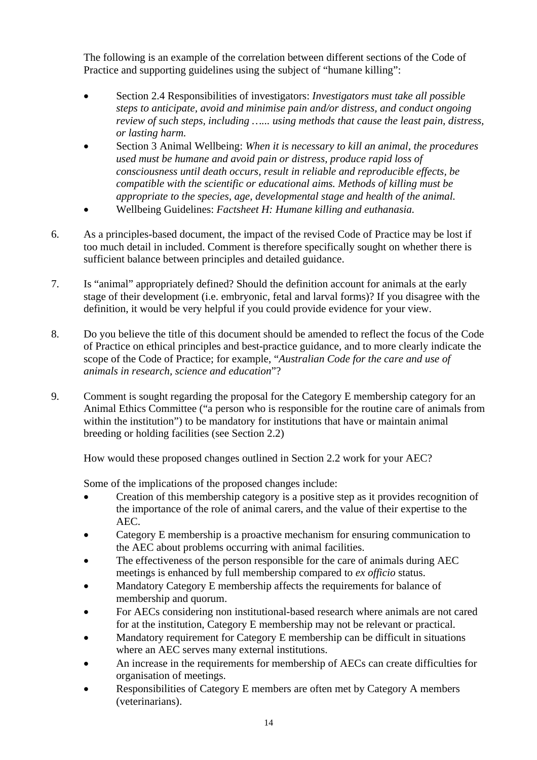The following is an example of the correlation between different sections of the Code of Practice and supporting guidelines using the subject of "humane killing":

- Section 2.4 Responsibilities of investigators: *Investigators must take all possible steps to anticipate, avoid and minimise pain and/or distress, and conduct ongoing review of such steps, including …... using methods that cause the least pain, distress, or lasting harm.*
- Section 3 Animal Wellbeing: *When it is necessary to kill an animal, the procedures used must be humane and avoid pain or distress, produce rapid loss of consciousness until death occurs, result in reliable and reproducible effects, be compatible with the scientific or educational aims. Methods of killing must be appropriate to the species, age, developmental stage and health of the animal.*
- Wellbeing Guidelines: *Factsheet H: Humane killing and euthanasia.*

6. As a principles-based document, the impact of the revised Code of Practice may be lost if too much detail in included. Comment is therefore specifically sought on whether there is sufficient balance between principles and detailed guidance.

7. Is "animal" appropriately defined? Should the definition account for animals at the early stage of their development (i.e. embryonic, fetal and larval forms)? If you disagree with the definition, it would be very helpful if you could provide evidence for your view.

8. Do you believe the title of this document should be amended to reflect the focus of the Code of Practice on ethical principles and best-practice guidance, and to more clearly indicate the scope of the Code of Practice; for example, "*Australian Code for the care and use of animals in research, science and education*"?

9. Comment is sought regarding the proposal for the Category E membership category for an Animal Ethics Committee ("a person who is responsible for the routine care of animals from within the institution") to be mandatory for institutions that have or maintain animal breeding or holding facilities (see Section 2.2)

   How would these proposed changes outlined in Section 2.2 work for your AEC?

   Some of the implications of the proposed changes include:

   - Creation of this membership category is a positive step as it provides recognition of the importance of the role of animal carers, and the value of their expertise to the AEC.
   - Category E membership is a proactive mechanism for ensuring communication to the AEC about problems occurring with animal facilities.
   - The effectiveness of the person responsible for the care of animals during AEC meetings is enhanced by full membership compared to *ex officio* status.
   - Mandatory Category E membership affects the requirements for balance of membership and quorum.
   - For AECs considering non institutional-based research where animals are not cared for at the institution, Category E membership may not be relevant or practical.
   - Mandatory requirement for Category E membership can be difficult in situations where an AEC serves many external institutions.
   - An increase in the requirements for membership of AECs can create difficulties for organisation of meetings.
   - Responsibilities of Category E members are often met by Category A members (veterinarians).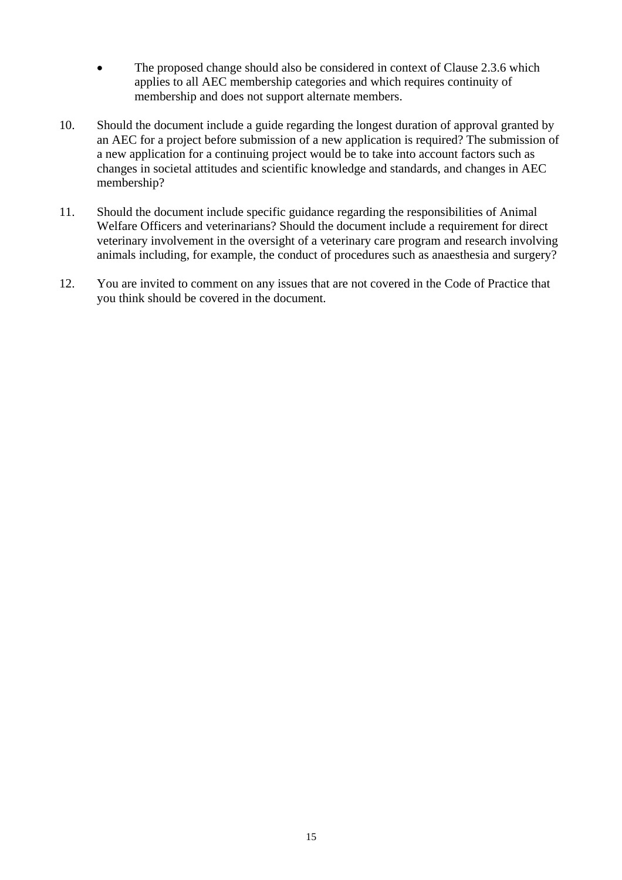- The proposed change should also be considered in context of Clause 2.3.6 which applies to all AEC membership categories and which requires continuity of membership and does not support alternate members.

10. Should the document include a guide regarding the longest duration of approval granted by an AEC for a project before submission of a new application is required? The submission of a new application for a continuing project would be to take into account factors such as changes in societal attitudes and scientific knowledge and standards, and changes in AEC membership?

11. Should the document include specific guidance regarding the responsibilities of Animal Welfare Officers and veterinarians? Should the document include a requirement for direct veterinary involvement in the oversight of a veterinary care program and research involving animals including, for example, the conduct of procedures such as anaesthesia and surgery?

12. You are invited to comment on any issues that are not covered in the Code of Practice that you think should be covered in the document.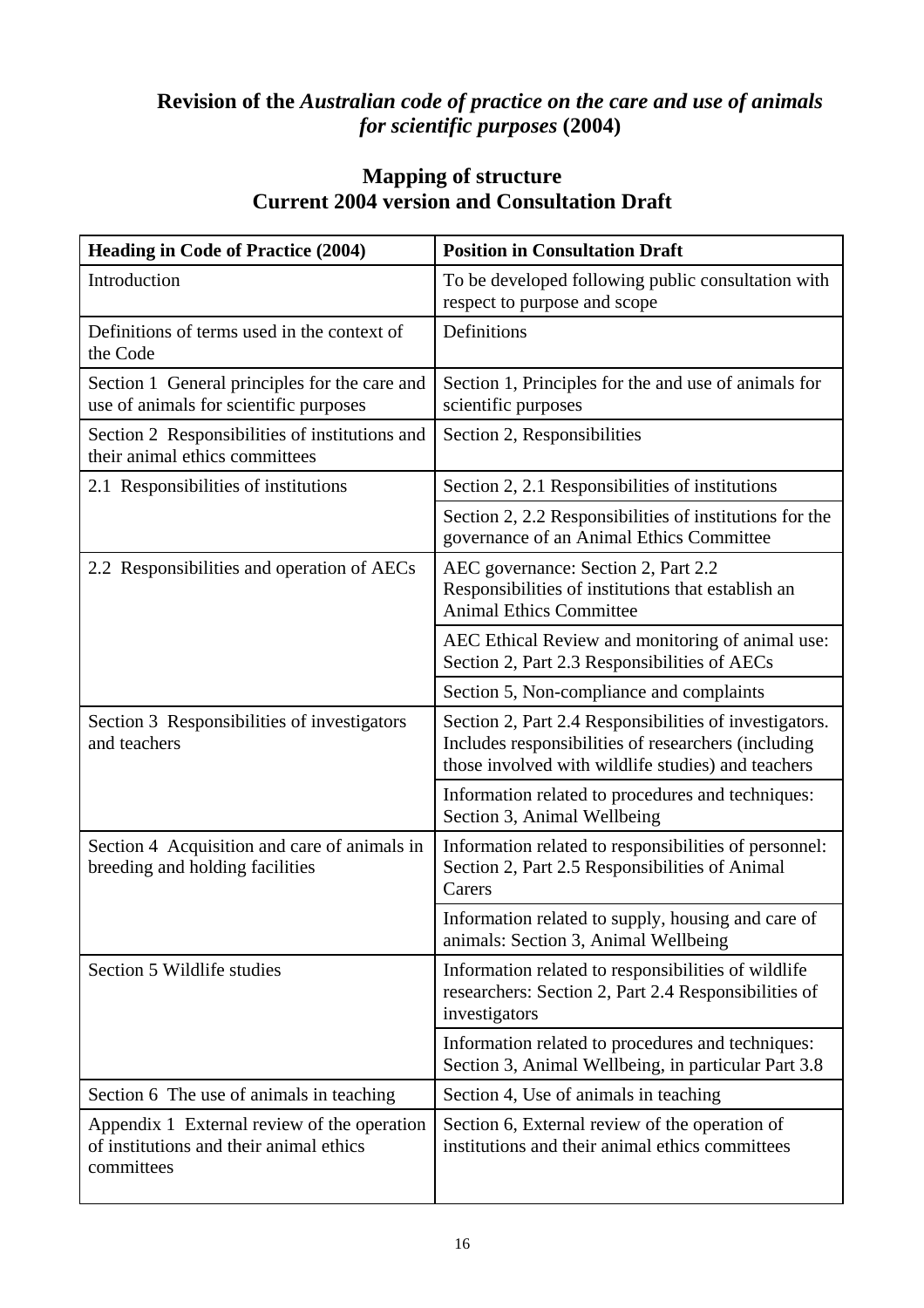## Revision of the *Australian code of practice on the care and use of animals for scientific purposes* (2004)

## Mapping of structure
## Current 2004 version and Consultation Draft

| Heading in Code of Practice (2004) | Position in Consultation Draft |
|---|---|
| Introduction | To be developed following public consultation with respect to purpose and scope |
| Definitions of terms used in the context of the Code | Definitions |
| Section 1 General principles for the care and use of animals for scientific purposes | Section 1, Principles for the and use of animals for scientific purposes |
| Section 2 Responsibilities of institutions and their animal ethics committees | Section 2, Responsibilities |
| 2.1 Responsibilities of institutions | Section 2, 2.1 Responsibilities of institutions |
| | Section 2, 2.2 Responsibilities of institutions for the governance of an Animal Ethics Committee |
| 2.2 Responsibilities and operation of AECs | AEC governance: Section 2, Part 2.2 Responsibilities of institutions that establish an Animal Ethics Committee |
| | AEC Ethical Review and monitoring of animal use: Section 2, Part 2.3 Responsibilities of AECs |
| | Section 5, Non-compliance and complaints |
| Section 3 Responsibilities of investigators and teachers | Section 2, Part 2.4 Responsibilities of investigators. Includes responsibilities of researchers (including those involved with wildlife studies) and teachers |
| | Information related to procedures and techniques: Section 3, Animal Wellbeing |
| Section 4 Acquisition and care of animals in breeding and holding facilities | Information related to responsibilities of personnel: Section 2, Part 2.5 Responsibilities of Animal Carers |
| | Information related to supply, housing and care of animals: Section 3, Animal Wellbeing |
| Section 5 Wildlife studies | Information related to responsibilities of wildlife researchers: Section 2, Part 2.4 Responsibilities of investigators |
| | Information related to procedures and techniques: Section 3, Animal Wellbeing, in particular Part 3.8 |
| Section 6 The use of animals in teaching | Section 4, Use of animals in teaching |
| Appendix 1 External review of the operation of institutions and their animal ethics committees | Section 6, External review of the operation of institutions and their animal ethics committees |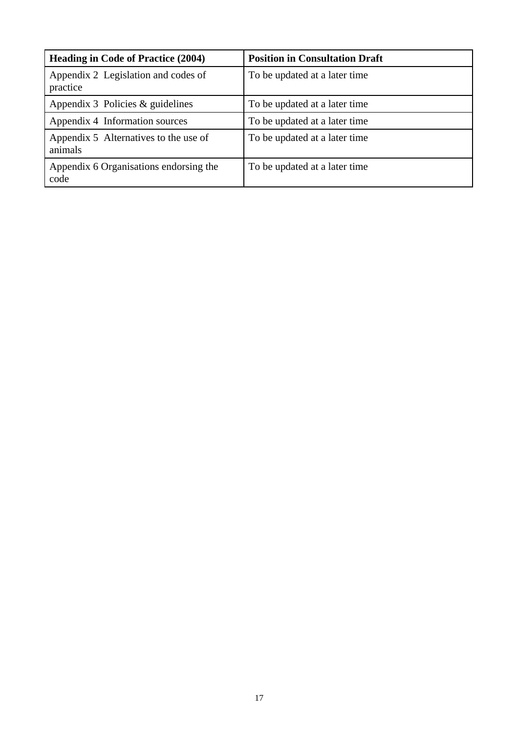| Heading in Code of Practice (2004) | Position in Consultation Draft |
| --- | --- |
| Appendix 2 Legislation and codes of practice | To be updated at a later time |
| Appendix 3 Policies & guidelines | To be updated at a later time |
| Appendix 4 Information sources | To be updated at a later time |
| Appendix 5 Alternatives to the use of animals | To be updated at a later time |
| Appendix 6 Organisations endorsing the code | To be updated at a later time |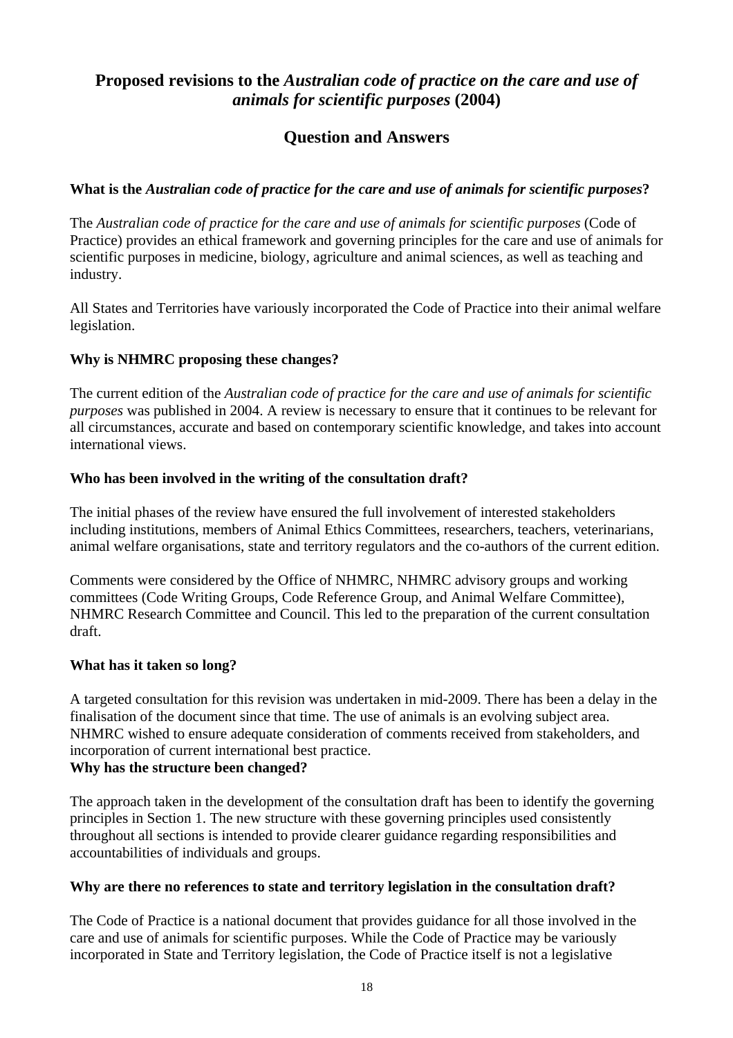## Proposed revisions to the *Australian code of practice on the care and use of animals for scientific purposes* (2004)

## Question and Answers

**What is the *Australian code of practice for the care and use of animals for scientific purposes*?**

The *Australian code of practice for the care and use of animals for scientific purposes* (Code of Practice) provides an ethical framework and governing principles for the care and use of animals for scientific purposes in medicine, biology, agriculture and animal sciences, as well as teaching and industry.

All States and Territories have variously incorporated the Code of Practice into their animal welfare legislation.

**Why is NHMRC proposing these changes?**

The current edition of the *Australian code of practice for the care and use of animals for scientific purposes* was published in 2004. A review is necessary to ensure that it continues to be relevant for all circumstances, accurate and based on contemporary scientific knowledge, and takes into account international views.

**Who has been involved in the writing of the consultation draft?**

The initial phases of the review have ensured the full involvement of interested stakeholders including institutions, members of Animal Ethics Committees, researchers, teachers, veterinarians, animal welfare organisations, state and territory regulators and the co-authors of the current edition.

Comments were considered by the Office of NHMRC, NHMRC advisory groups and working committees (Code Writing Groups, Code Reference Group, and Animal Welfare Committee), NHMRC Research Committee and Council. This led to the preparation of the current consultation draft.

**What has it taken so long?**

A targeted consultation for this revision was undertaken in mid-2009. There has been a delay in the finalisation of the document since that time. The use of animals is an evolving subject area. NHMRC wished to ensure adequate consideration of comments received from stakeholders, and incorporation of current international best practice.

**Why has the structure been changed?**

The approach taken in the development of the consultation draft has been to identify the governing principles in Section 1. The new structure with these governing principles used consistently throughout all sections is intended to provide clearer guidance regarding responsibilities and accountabilities of individuals and groups.

**Why are there no references to state and territory legislation in the consultation draft?**

The Code of Practice is a national document that provides guidance for all those involved in the care and use of animals for scientific purposes. While the Code of Practice may be variously incorporated in State and Territory legislation, the Code of Practice itself is not a legislative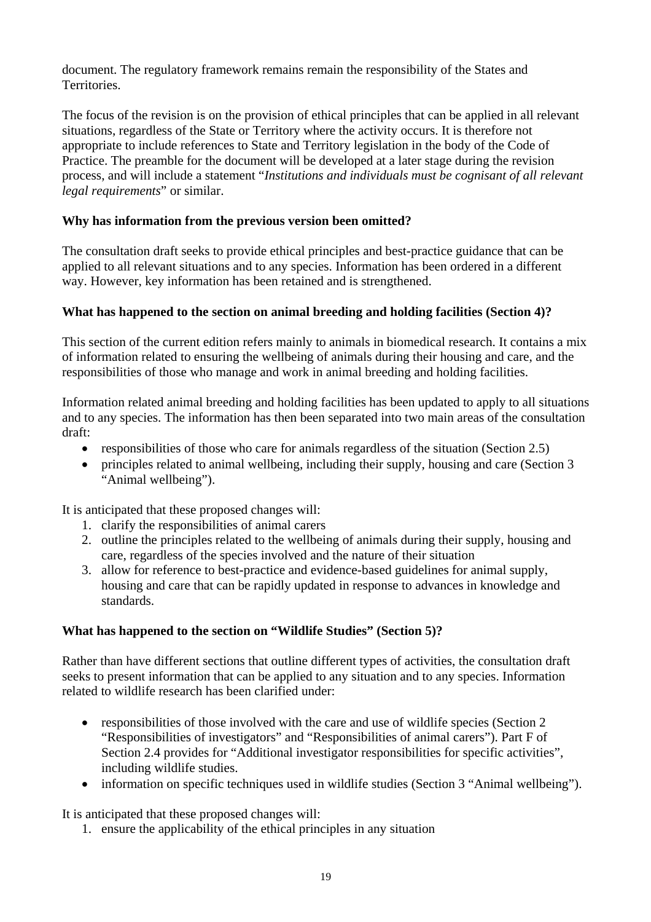document. The regulatory framework remains remain the responsibility of the States and Territories.

The focus of the revision is on the provision of ethical principles that can be applied in all relevant situations, regardless of the State or Territory where the activity occurs. It is therefore not appropriate to include references to State and Territory legislation in the body of the Code of Practice. The preamble for the document will be developed at a later stage during the revision process, and will include a statement "*Institutions and individuals must be cognisant of all relevant legal requirements*" or similar.

**Why has information from the previous version been omitted?**

The consultation draft seeks to provide ethical principles and best-practice guidance that can be applied to all relevant situations and to any species. Information has been ordered in a different way. However, key information has been retained and is strengthened.

**What has happened to the section on animal breeding and holding facilities (Section 4)?**

This section of the current edition refers mainly to animals in biomedical research. It contains a mix of information related to ensuring the wellbeing of animals during their housing and care, and the responsibilities of those who manage and work in animal breeding and holding facilities.

Information related animal breeding and holding facilities has been updated to apply to all situations and to any species. The information has then been separated into two main areas of the consultation draft:

- responsibilities of those who care for animals regardless of the situation (Section 2.5)
- principles related to animal wellbeing, including their supply, housing and care (Section 3 "Animal wellbeing").

It is anticipated that these proposed changes will:

1. clarify the responsibilities of animal carers
2. outline the principles related to the wellbeing of animals during their supply, housing and care, regardless of the species involved and the nature of their situation
3. allow for reference to best-practice and evidence-based guidelines for animal supply, housing and care that can be rapidly updated in response to advances in knowledge and standards.

**What has happened to the section on "Wildlife Studies" (Section 5)?**

Rather than have different sections that outline different types of activities, the consultation draft seeks to present information that can be applied to any situation and to any species. Information related to wildlife research has been clarified under:

- responsibilities of those involved with the care and use of wildlife species (Section 2 "Responsibilities of investigators" and "Responsibilities of animal carers"). Part F of Section 2.4 provides for "Additional investigator responsibilities for specific activities", including wildlife studies.
- information on specific techniques used in wildlife studies (Section 3 "Animal wellbeing").

It is anticipated that these proposed changes will:

1. ensure the applicability of the ethical principles in any situation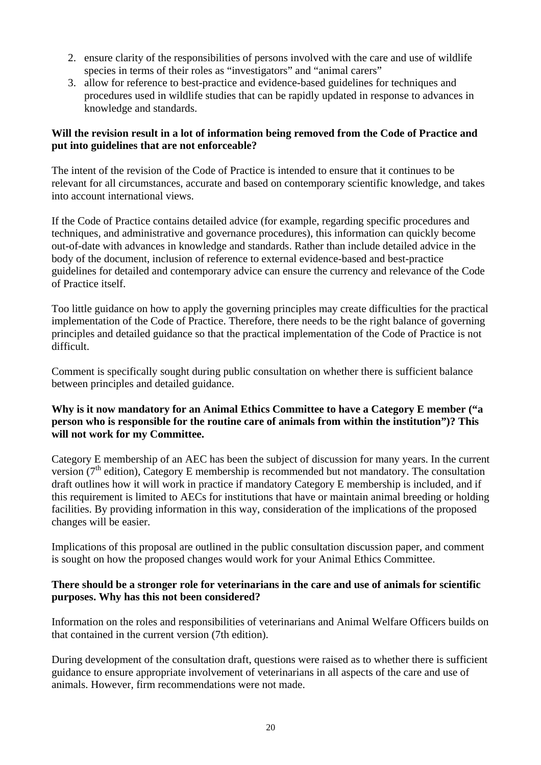2. ensure clarity of the responsibilities of persons involved with the care and use of wildlife species in terms of their roles as "investigators" and "animal carers"
3. allow for reference to best-practice and evidence-based guidelines for techniques and procedures used in wildlife studies that can be rapidly updated in response to advances in knowledge and standards.

**Will the revision result in a lot of information being removed from the Code of Practice and put into guidelines that are not enforceable?**

The intent of the revision of the Code of Practice is intended to ensure that it continues to be relevant for all circumstances, accurate and based on contemporary scientific knowledge, and takes into account international views.

If the Code of Practice contains detailed advice (for example, regarding specific procedures and techniques, and administrative and governance procedures), this information can quickly become out-of-date with advances in knowledge and standards. Rather than include detailed advice in the body of the document, inclusion of reference to external evidence-based and best-practice guidelines for detailed and contemporary advice can ensure the currency and relevance of the Code of Practice itself.

Too little guidance on how to apply the governing principles may create difficulties for the practical implementation of the Code of Practice. Therefore, there needs to be the right balance of governing principles and detailed guidance so that the practical implementation of the Code of Practice is not difficult.

Comment is specifically sought during public consultation on whether there is sufficient balance between principles and detailed guidance.

**Why is it now mandatory for an Animal Ethics Committee to have a Category E member ("a person who is responsible for the routine care of animals from within the institution")? This will not work for my Committee.**

Category E membership of an AEC has been the subject of discussion for many years. In the current version (7th edition), Category E membership is recommended but not mandatory. The consultation draft outlines how it will work in practice if mandatory Category E membership is included, and if this requirement is limited to AECs for institutions that have or maintain animal breeding or holding facilities. By providing information in this way, consideration of the implications of the proposed changes will be easier.

Implications of this proposal are outlined in the public consultation discussion paper, and comment is sought on how the proposed changes would work for your Animal Ethics Committee.

**There should be a stronger role for veterinarians in the care and use of animals for scientific purposes. Why has this not been considered?**

Information on the roles and responsibilities of veterinarians and Animal Welfare Officers builds on that contained in the current version (7th edition).

During development of the consultation draft, questions were raised as to whether there is sufficient guidance to ensure appropriate involvement of veterinarians in all aspects of the care and use of animals. However, firm recommendations were not made.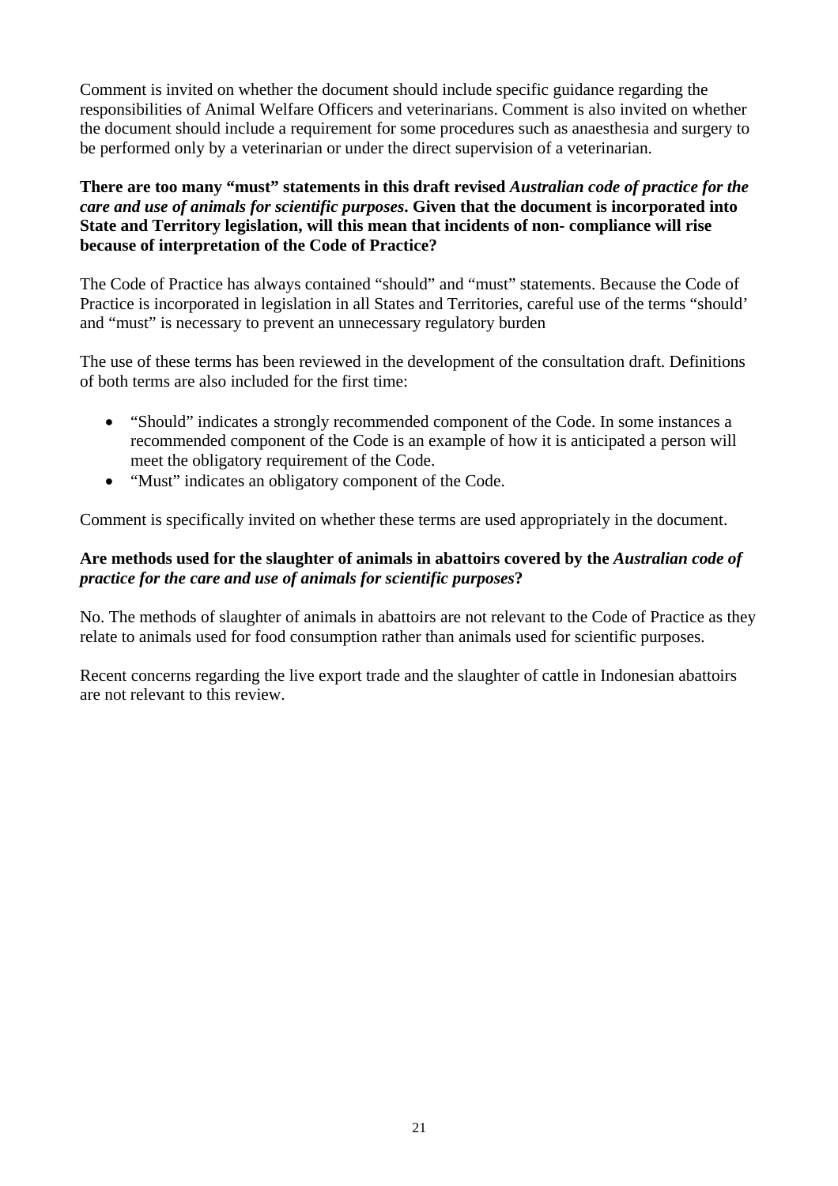Comment is invited on whether the document should include specific guidance regarding the responsibilities of Animal Welfare Officers and veterinarians. Comment is also invited on whether the document should include a requirement for some procedures such as anaesthesia and surgery to be performed only by a veterinarian or under the direct supervision of a veterinarian.

**There are too many "must" statements in this draft revised *Australian code of practice for the care and use of animals for scientific purposes*. Given that the document is incorporated into State and Territory legislation, will this mean that incidents of non- compliance will rise because of interpretation of the Code of Practice?**

The Code of Practice has always contained "should" and "must" statements. Because the Code of Practice is incorporated in legislation in all States and Territories, careful use of the terms "should' and "must" is necessary to prevent an unnecessary regulatory burden

The use of these terms has been reviewed in the development of the consultation draft. Definitions of both terms are also included for the first time:

- "Should" indicates a strongly recommended component of the Code. In some instances a recommended component of the Code is an example of how it is anticipated a person will meet the obligatory requirement of the Code.
- "Must" indicates an obligatory component of the Code.

Comment is specifically invited on whether these terms are used appropriately in the document.

**Are methods used for the slaughter of animals in abattoirs covered by the *Australian code of practice for the care and use of animals for scientific purposes*?**

No. The methods of slaughter of animals in abattoirs are not relevant to the Code of Practice as they relate to animals used for food consumption rather than animals used for scientific purposes.

Recent concerns regarding the live export trade and the slaughter of cattle in Indonesian abattoirs are not relevant to this review.